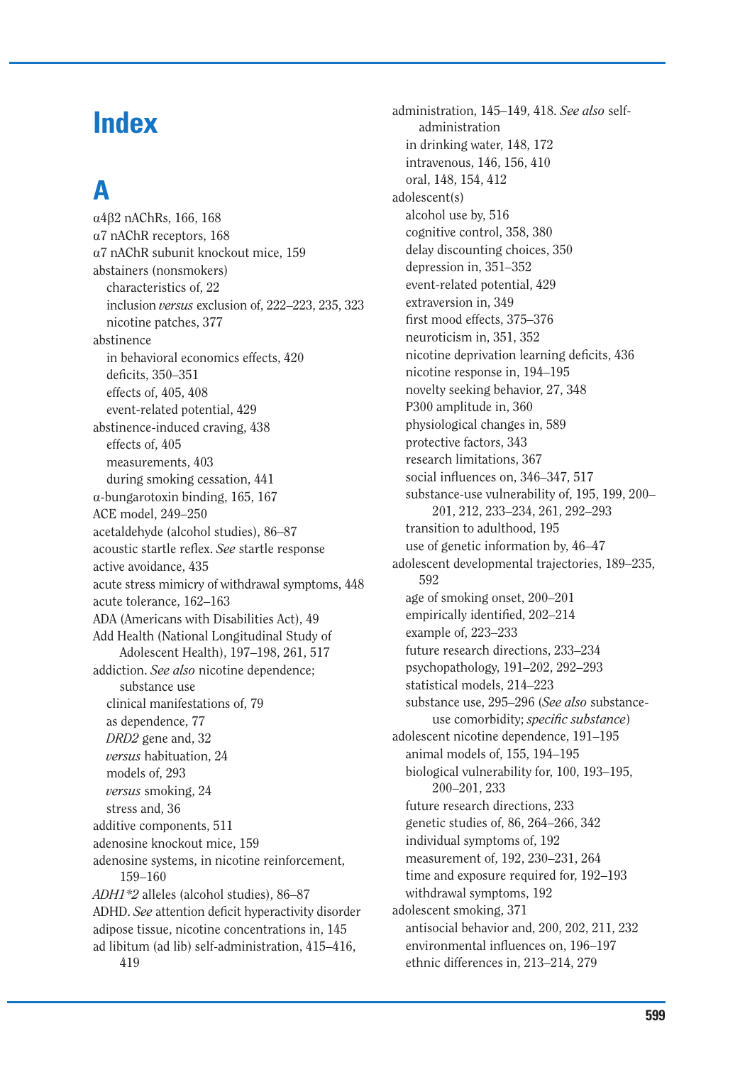# Index

## A

α4β2 nAChRs, 166, 168
α7 nAChR receptors, 168
α7 nAChR subunit knockout mice, 159
abstainers (nonsmokers)
  characteristics of, 22
  inclusion *versus* exclusion of, 222–223, 235, 323
  nicotine patches, 377
abstinence
  in behavioral economics effects, 420
  deficits, 350–351
  effects of, 405, 408
  event-related potential, 429
abstinence-induced craving, 438
  effects of, 405
  measurements, 403
  during smoking cessation, 441
α-bungarotoxin binding, 165, 167
ACE model, 249–250
acetaldehyde (alcohol studies), 86–87
acoustic startle reflex. *See* startle response
active avoidance, 435
acute stress mimicry of withdrawal symptoms, 448
acute tolerance, 162–163
ADA (Americans with Disabilities Act), 49
Add Health (National Longitudinal Study of Adolescent Health), 197–198, 261, 517
addiction. *See also* nicotine dependence; substance use
  clinical manifestations of, 79
  as dependence, 77
  *DRD2* gene and, 32
  *versus* habituation, 24
  models of, 293
  *versus* smoking, 24
  stress and, 36
additive components, 511
adenosine knockout mice, 159
adenosine systems, in nicotine reinforcement, 159–160
*ADH1\*2* alleles (alcohol studies), 86–87
ADHD. *See* attention deficit hyperactivity disorder
adipose tissue, nicotine concentrations in, 145
ad libitum (ad lib) self-administration, 415–416, 419
administration, 145–149, 418. *See also* self-administration
  in drinking water, 148, 172
  intravenous, 146, 156, 410
  oral, 148, 154, 412
adolescent(s)
  alcohol use by, 516
  cognitive control, 358, 380
  delay discounting choices, 350
  depression in, 351–352
  event-related potential, 429
  extraversion in, 349
  first mood effects, 375–376
  neuroticism in, 351, 352
  nicotine deprivation learning deficits, 436
  nicotine response in, 194–195
  novelty seeking behavior, 27, 348
  P300 amplitude in, 360
  physiological changes in, 589
  protective factors, 343
  research limitations, 367
  social influences on, 346–347, 517
  substance-use vulnerability of, 195, 199, 200–201, 212, 233–234, 261, 292–293
  transition to adulthood, 195
  use of genetic information by, 46–47
adolescent developmental trajectories, 189–235, 592
  age of smoking onset, 200–201
  empirically identified, 202–214
  example of, 223–233
  future research directions, 233–234
  psychopathology, 191–202, 292–293
  statistical models, 214–223
  substance use, 295–296 (*See also* substance-use comorbidity; *specific substance*)
adolescent nicotine dependence, 191–195
  animal models of, 155, 194–195
  biological vulnerability for, 100, 193–195, 200–201, 233
  future research directions, 233
  genetic studies of, 86, 264–266, 342
  individual symptoms of, 192
  measurement of, 192, 230–231, 264
  time and exposure required for, 192–193
  withdrawal symptoms, 192
adolescent smoking, 371
  antisocial behavior and, 200, 202, 211, 232
  environmental influences on, 196–197
  ethnic differences in, 213–214, 279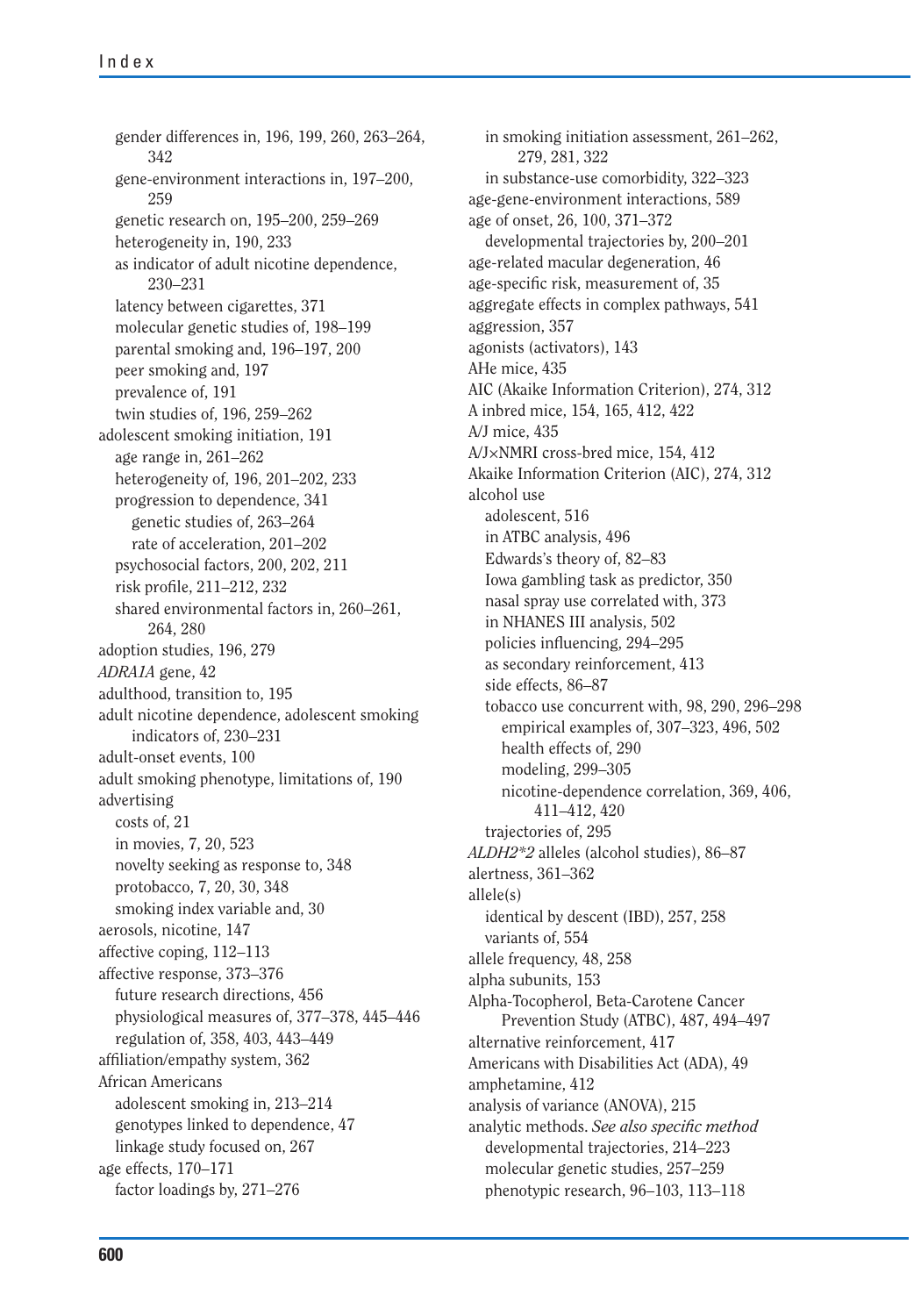gender differences in, 196, 199, 260, 263–264, 342
  gene-environment interactions in, 197–200, 259
  genetic research on, 195–200, 259–269
  heterogeneity in, 190, 233
  as indicator of adult nicotine dependence, 230–231
  latency between cigarettes, 371
  molecular genetic studies of, 198–199
  parental smoking and, 196–197, 200
  peer smoking and, 197
  prevalence of, 191
  twin studies of, 196, 259–262
adolescent smoking initiation, 191
  age range in, 261–262
  heterogeneity of, 196, 201–202, 233
  progression to dependence, 341
    genetic studies of, 263–264
    rate of acceleration, 201–202
  psychosocial factors, 200, 202, 211
  risk profile, 211–212, 232
  shared environmental factors in, 260–261, 264, 280
adoption studies, 196, 279
*ADRA1A* gene, 42
adulthood, transition to, 195
adult nicotine dependence, adolescent smoking indicators of, 230–231
adult-onset events, 100
adult smoking phenotype, limitations of, 190
advertising
  costs of, 21
  in movies, 7, 20, 523
  novelty seeking as response to, 348
  protobacco, 7, 20, 30, 348
  smoking index variable and, 30
aerosols, nicotine, 147
affective coping, 112–113
affective response, 373–376
  future research directions, 456
  physiological measures of, 377–378, 445–446
  regulation of, 358, 403, 443–449
affiliation/empathy system, 362
African Americans
  adolescent smoking in, 213–214
  genotypes linked to dependence, 47
  linkage study focused on, 267
age effects, 170–171
  factor loadings by, 271–276
  in smoking initiation assessment, 261–262, 279, 281, 322
  in substance-use comorbidity, 322–323
age-gene-environment interactions, 589
age of onset, 26, 100, 371–372
  developmental trajectories by, 200–201
age-related macular degeneration, 46
age-specific risk, measurement of, 35
aggregate effects in complex pathways, 541
aggression, 357
agonists (activators), 143
AHe mice, 435
AIC (Akaike Information Criterion), 274, 312
A inbred mice, 154, 165, 412, 422
A/J mice, 435
A/J×NMRI cross-bred mice, 154, 412
Akaike Information Criterion (AIC), 274, 312
alcohol use
  adolescent, 516
  in ATBC analysis, 496
  Edwards's theory of, 82–83
  Iowa gambling task as predictor, 350
  nasal spray use correlated with, 373
  in NHANES III analysis, 502
  policies influencing, 294–295
  as secondary reinforcement, 413
  side effects, 86–87
  tobacco use concurrent with, 98, 290, 296–298
    empirical examples of, 307–323, 496, 502
    health effects of, 290
    modeling, 299–305
    nicotine-dependence correlation, 369, 406, 411–412, 420
  trajectories of, 295
*ALDH2\*2* alleles (alcohol studies), 86–87
alertness, 361–362
allele(s)
  identical by descent (IBD), 257, 258
  variants of, 554
allele frequency, 48, 258
alpha subunits, 153
Alpha-Tocopherol, Beta-Carotene Cancer Prevention Study (ATBC), 487, 494–497
alternative reinforcement, 417
Americans with Disabilities Act (ADA), 49
amphetamine, 412
analysis of variance (ANOVA), 215
analytic methods. *See also specific method*
  developmental trajectories, 214–223
  molecular genetic studies, 257–259
  phenotypic research, 96–103, 113–118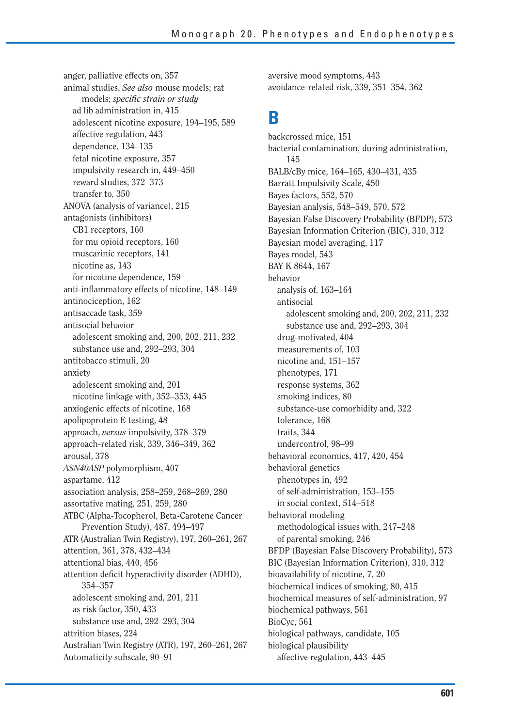anger, palliative effects on, 357
animal studies. *See also* mouse models; rat models; *specific strain or study*
- ad lib administration in, 415
- adolescent nicotine exposure, 194–195, 589
- affective regulation, 443
- dependence, 134–135
- fetal nicotine exposure, 357
- impulsivity research in, 449–450
- reward studies, 372–373
- transfer to, 350

ANOVA (analysis of variance), 215
antagonists (inhibitors)
- CB1 receptors, 160
- for mu opioid receptors, 160
- muscarinic receptors, 141
- nicotine as, 143
- for nicotine dependence, 159

anti-inflammatory effects of nicotine, 148–149
antinociception, 162
antisaccade task, 359
antisocial behavior
- adolescent smoking and, 200, 202, 211, 232
- substance use and, 292–293, 304

antitobacco stimuli, 20
anxiety
- adolescent smoking and, 201
- nicotine linkage with, 352–353, 445

anxiogenic effects of nicotine, 168
apolipoprotein E testing, 48
approach, *versus* impulsivity, 378–379
approach-related risk, 339, 346–349, 362
arousal, 378
*ASN40ASP* polymorphism, 407
aspartame, 412
association analysis, 258–259, 268–269, 280
assortative mating, 251, 259, 280
ATBC (Alpha-Tocopherol, Beta-Carotene Cancer Prevention Study), 487, 494–497
ATR (Australian Twin Registry), 197, 260–261, 267
attention, 361, 378, 432–434
attentional bias, 440, 456
attention deficit hyperactivity disorder (ADHD), 354–357
- adolescent smoking and, 201, 211
- as risk factor, 350, 433
- substance use and, 292–293, 304

attrition biases, 224
Australian Twin Registry (ATR), 197, 260–261, 267
Automaticity subscale, 90–91
aversive mood symptoms, 443
avoidance-related risk, 339, 351–354, 362

## B

backcrossed mice, 151
bacterial contamination, during administration, 145
BALB/cBy mice, 164–165, 430–431, 435
Barratt Impulsivity Scale, 450
Bayes factors, 552, 570
Bayesian analysis, 548–549, 570, 572
Bayesian False Discovery Probability (BFDP), 573
Bayesian Information Criterion (BIC), 310, 312
Bayesian model averaging, 117
Bayes model, 543
BAY K 8644, 167
behavior
- analysis of, 163–164
- antisocial
  - adolescent smoking and, 200, 202, 211, 232
  - substance use and, 292–293, 304
- drug-motivated, 404
- measurements of, 103
- nicotine and, 151–157
- phenotypes, 171
- response systems, 362
- smoking indices, 80
- substance-use comorbidity and, 322
- tolerance, 168
- traits, 344
- undercontrol, 98–99

behavioral economics, 417, 420, 454
behavioral genetics
- phenotypes in, 492
- of self-administration, 153–155
- in social context, 514–518

behavioral modeling
- methodological issues with, 247–248
- of parental smoking, 246

BFDP (Bayesian False Discovery Probability), 573
BIC (Bayesian Information Criterion), 310, 312
bioavailability of nicotine, 7, 20
biochemical indices of smoking, 80, 415
biochemical measures of self-administration, 97
biochemical pathways, 561
BioCyc, 561
biological pathways, candidate, 105
biological plausibility
- affective regulation, 443–445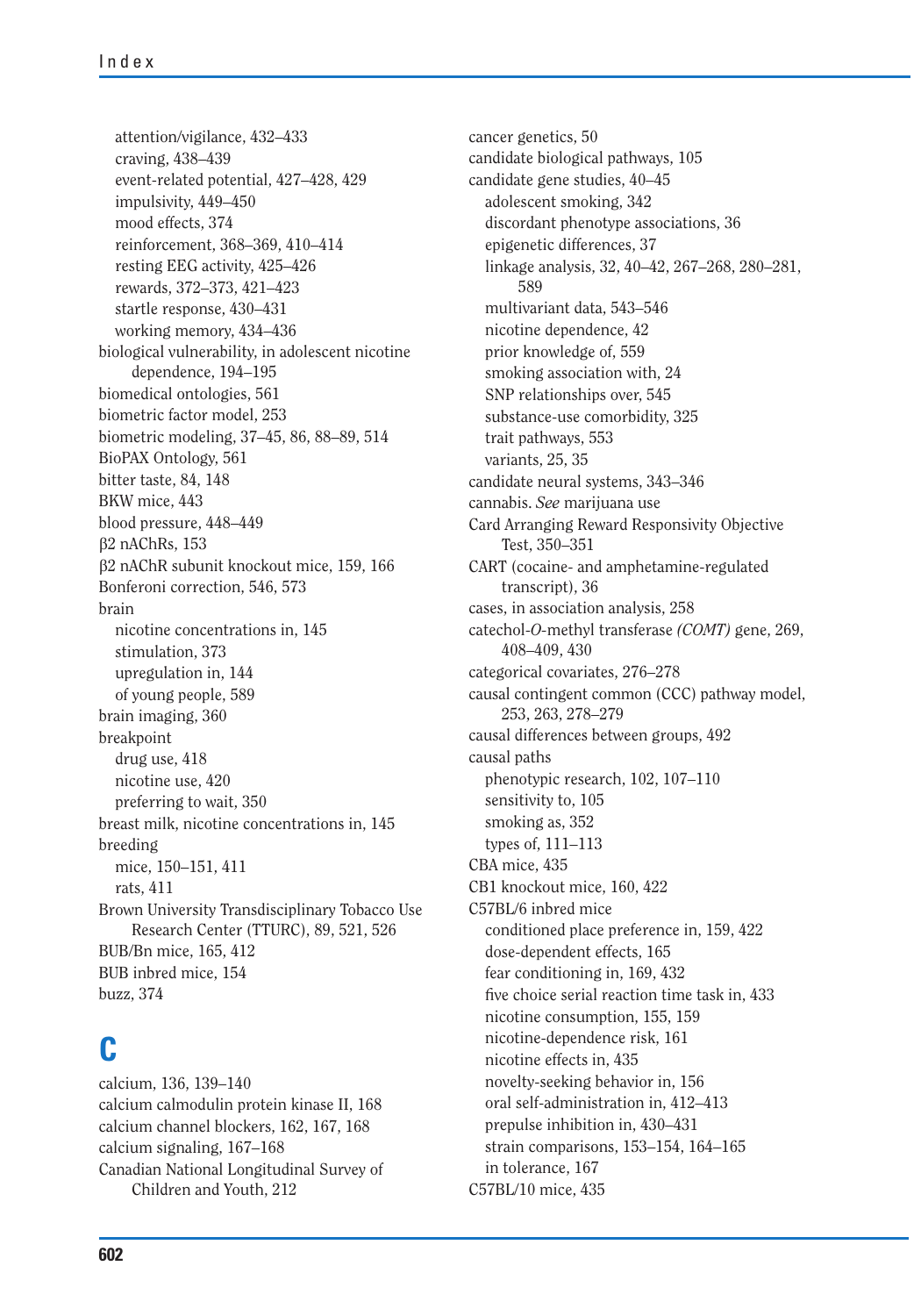- attention/vigilance, 432–433
- craving, 438–439
- event-related potential, 427–428, 429
- impulsivity, 449–450
- mood effects, 374
- reinforcement, 368–369, 410–414
- resting EEG activity, 425–426
- rewards, 372–373, 421–423
- startle response, 430–431
- working memory, 434–436

biological vulnerability, in adolescent nicotine dependence, 194–195
biomedical ontologies, 561
biometric factor model, 253
biometric modeling, 37–45, 86, 88–89, 514
BioPAX Ontology, 561
bitter taste, 84, 148
BKW mice, 443
blood pressure, 448–449
β2 nAChRs, 153
β2 nAChR subunit knockout mice, 159, 166
Bonferoni correction, 546, 573
brain
- nicotine concentrations in, 145
- stimulation, 373
- upregulation in, 144
- of young people, 589

brain imaging, 360
breakpoint
- drug use, 418
- nicotine use, 420
- preferring to wait, 350

breast milk, nicotine concentrations in, 145
breeding
- mice, 150–151, 411
- rats, 411

Brown University Transdisciplinary Tobacco Use Research Center (TTURC), 89, 521, 526
BUB/Bn mice, 165, 412
BUB inbred mice, 154
buzz, 374

# C

calcium, 136, 139–140
calcium calmodulin protein kinase II, 168
calcium channel blockers, 162, 167, 168
calcium signaling, 167–168
Canadian National Longitudinal Survey of Children and Youth, 212
cancer genetics, 50
candidate biological pathways, 105
candidate gene studies, 40–45
- adolescent smoking, 342
- discordant phenotype associations, 36
- epigenetic differences, 37
- linkage analysis, 32, 40–42, 267–268, 280–281, 589
- multivariant data, 543–546
- nicotine dependence, 42
- prior knowledge of, 559
- smoking association with, 24
- SNP relationships over, 545
- substance-use comorbidity, 325
- trait pathways, 553
- variants, 25, 35

candidate neural systems, 343–346
cannabis. *See* marijuana use
Card Arranging Reward Responsivity Objective Test, 350–351
CART (cocaine- and amphetamine-regulated transcript), 36
cases, in association analysis, 258
catechol-*O*-methyl transferase *(COMT)* gene, 269, 408–409, 430
categorical covariates, 276–278
causal contingent common (CCC) pathway model, 253, 263, 278–279
causal differences between groups, 492
causal paths
- phenotypic research, 102, 107–110
- sensitivity to, 105
- smoking as, 352
- types of, 111–113

CBA mice, 435
CB1 knockout mice, 160, 422
C57BL/6 inbred mice
- conditioned place preference in, 159, 422
- dose-dependent effects, 165
- fear conditioning in, 169, 432
- five choice serial reaction time task in, 433
- nicotine consumption, 155, 159
- nicotine-dependence risk, 161
- nicotine effects in, 435
- novelty-seeking behavior in, 156
- oral self-administration in, 412–413
- prepulse inhibition in, 430–431
- strain comparisons, 153–154, 164–165
- in tolerance, 167

C57BL/10 mice, 435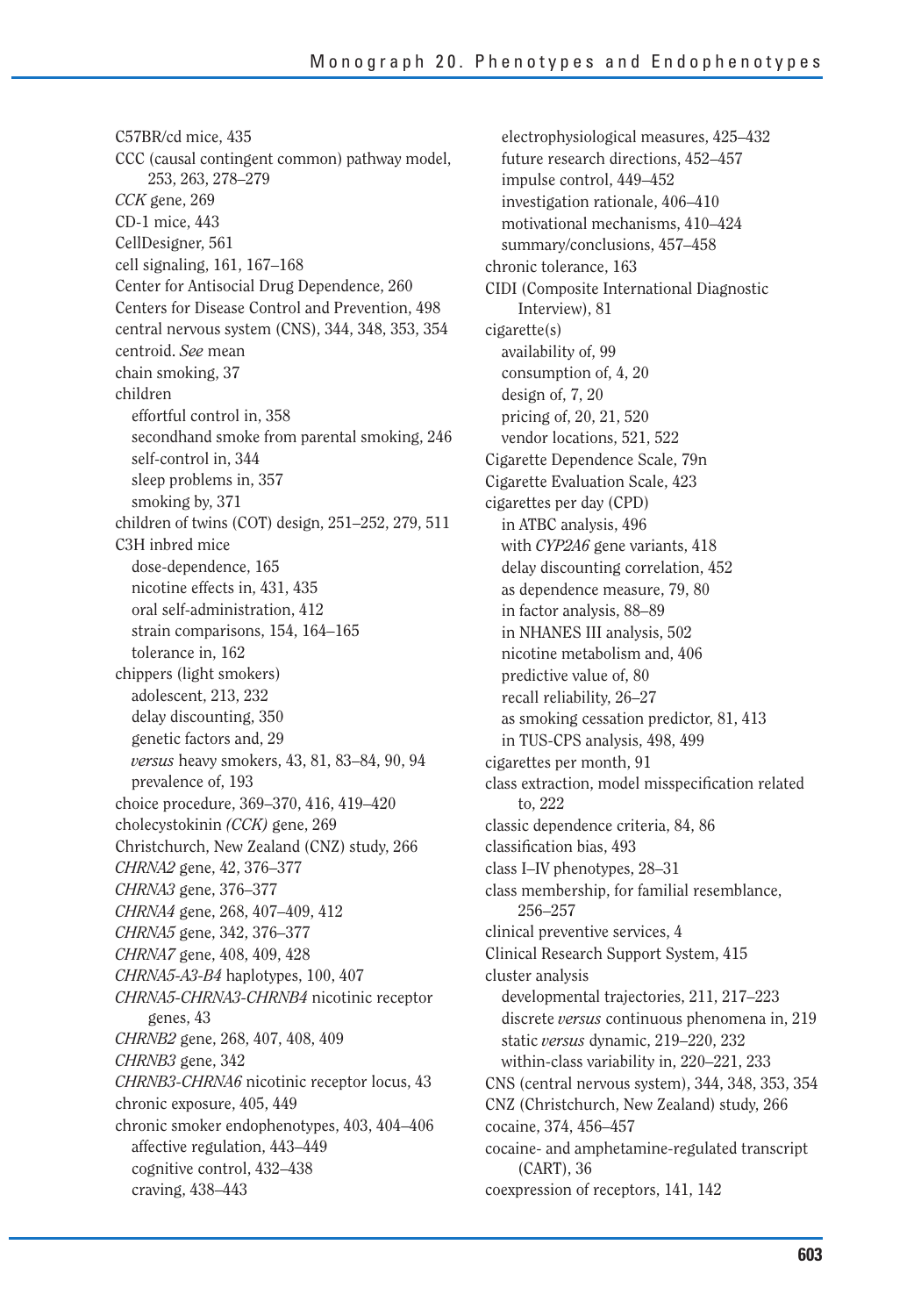C57BR/cd mice, 435
CCC (causal contingent common) pathway model, 253, 263, 278–279
*CCK* gene, 269
CD-1 mice, 443
CellDesigner, 561
cell signaling, 161, 167–168
Center for Antisocial Drug Dependence, 260
Centers for Disease Control and Prevention, 498
central nervous system (CNS), 344, 348, 353, 354
centroid. *See* mean
chain smoking, 37
children
- effortful control in, 358
- secondhand smoke from parental smoking, 246
- self-control in, 344
- sleep problems in, 357
- smoking by, 371

children of twins (COT) design, 251–252, 279, 511
C3H inbred mice
- dose-dependence, 165
- nicotine effects in, 431, 435
- oral self-administration, 412
- strain comparisons, 154, 164–165
- tolerance in, 162

chippers (light smokers)
- adolescent, 213, 232
- delay discounting, 350
- genetic factors and, 29
- *versus* heavy smokers, 43, 81, 83–84, 90, 94
- prevalence of, 193

choice procedure, 369–370, 416, 419–420
cholecystokinin *(CCK)* gene, 269
Christchurch, New Zealand (CNZ) study, 266
*CHRNA2* gene, 42, 376–377
*CHRNA3* gene, 376–377
*CHRNA4* gene, 268, 407–409, 412
*CHRNA5* gene, 342, 376–377
*CHRNA7* gene, 408, 409, 428
*CHRNA5-A3-B4* haplotypes, 100, 407
*CHRNA5-CHRNA3-CHRNB4* nicotinic receptor genes, 43
*CHRNB2* gene, 268, 407, 408, 409
*CHRNB3* gene, 342
*CHRNB3-CHRNA6* nicotinic receptor locus, 43
chronic exposure, 405, 449
chronic smoker endophenotypes, 403, 404–406
- affective regulation, 443–449
- cognitive control, 432–438
- craving, 438–443
- electrophysiological measures, 425–432
- future research directions, 452–457
- impulse control, 449–452
- investigation rationale, 406–410
- motivational mechanisms, 410–424
- summary/conclusions, 457–458

chronic tolerance, 163
CIDI (Composite International Diagnostic Interview), 81
cigarette(s)
- availability of, 99
- consumption of, 4, 20
- design of, 7, 20
- pricing of, 20, 21, 520
- vendor locations, 521, 522

Cigarette Dependence Scale, 79n
Cigarette Evaluation Scale, 423
cigarettes per day (CPD)
- in ATBC analysis, 496
- with *CYP2A6* gene variants, 418
- delay discounting correlation, 452
- as dependence measure, 79, 80
- in factor analysis, 88–89
- in NHANES III analysis, 502
- nicotine metabolism and, 406
- predictive value of, 80
- recall reliability, 26–27
- as smoking cessation predictor, 81, 413
- in TUS-CPS analysis, 498, 499

cigarettes per month, 91
class extraction, model misspecification related to, 222
classic dependence criteria, 84, 86
classification bias, 493
class I–IV phenotypes, 28–31
class membership, for familial resemblance, 256–257
clinical preventive services, 4
Clinical Research Support System, 415
cluster analysis
- developmental trajectories, 211, 217–223
- discrete *versus* continuous phenomena in, 219
- static *versus* dynamic, 219–220, 232
- within-class variability in, 220–221, 233

CNS (central nervous system), 344, 348, 353, 354
CNZ (Christchurch, New Zealand) study, 266
cocaine, 374, 456–457
cocaine- and amphetamine-regulated transcript (CART), 36
coexpression of receptors, 141, 142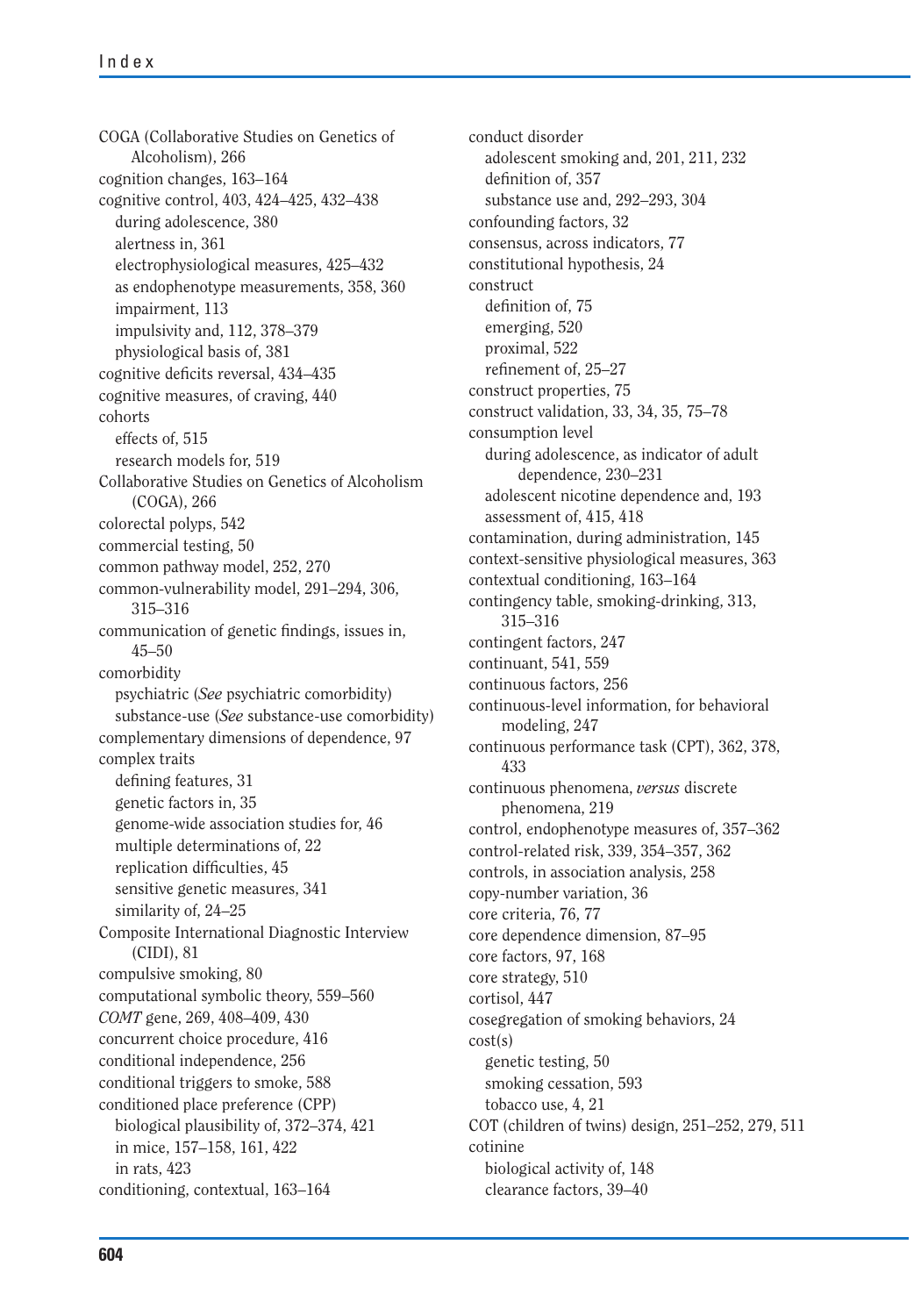COGA (Collaborative Studies on Genetics of Alcoholism), 266
cognition changes, 163–164
cognitive control, 403, 424–425, 432–438
  during adolescence, 380
  alertness in, 361
  electrophysiological measures, 425–432
  as endophenotype measurements, 358, 360
  impairment, 113
  impulsivity and, 112, 378–379
  physiological basis of, 381
cognitive deficits reversal, 434–435
cognitive measures, of craving, 440
cohorts
  effects of, 515
  research models for, 519
Collaborative Studies on Genetics of Alcoholism (COGA), 266
colorectal polyps, 542
commercial testing, 50
common pathway model, 252, 270
common-vulnerability model, 291–294, 306, 315–316
communication of genetic findings, issues in, 45–50
comorbidity
  psychiatric (*See* psychiatric comorbidity)
  substance-use (*See* substance-use comorbidity)
complementary dimensions of dependence, 97
complex traits
  defining features, 31
  genetic factors in, 35
  genome-wide association studies for, 46
  multiple determinations of, 22
  replication difficulties, 45
  sensitive genetic measures, 341
  similarity of, 24–25
Composite International Diagnostic Interview (CIDI), 81
compulsive smoking, 80
computational symbolic theory, 559–560
*COMT* gene, 269, 408–409, 430
concurrent choice procedure, 416
conditional independence, 256
conditional triggers to smoke, 588
conditioned place preference (CPP)
  biological plausibility of, 372–374, 421
  in mice, 157–158, 161, 422
  in rats, 423
conditioning, contextual, 163–164
conduct disorder
  adolescent smoking and, 201, 211, 232
  definition of, 357
  substance use and, 292–293, 304
confounding factors, 32
consensus, across indicators, 77
constitutional hypothesis, 24
construct
  definition of, 75
  emerging, 520
  proximal, 522
  refinement of, 25–27
construct properties, 75
construct validation, 33, 34, 35, 75–78
consumption level
  during adolescence, as indicator of adult dependence, 230–231
  adolescent nicotine dependence and, 193
  assessment of, 415, 418
contamination, during administration, 145
context-sensitive physiological measures, 363
contextual conditioning, 163–164
contingency table, smoking-drinking, 313, 315–316
contingent factors, 247
continuant, 541, 559
continuous factors, 256
continuous-level information, for behavioral modeling, 247
continuous performance task (CPT), 362, 378, 433
continuous phenomena, *versus* discrete phenomena, 219
control, endophenotype measures of, 357–362
control-related risk, 339, 354–357, 362
controls, in association analysis, 258
copy-number variation, 36
core criteria, 76, 77
core dependence dimension, 87–95
core factors, 97, 168
core strategy, 510
cortisol, 447
cosegregation of smoking behaviors, 24
cost(s)
  genetic testing, 50
  smoking cessation, 593
  tobacco use, 4, 21
COT (children of twins) design, 251–252, 279, 511
cotinine
  biological activity of, 148
  clearance factors, 39–40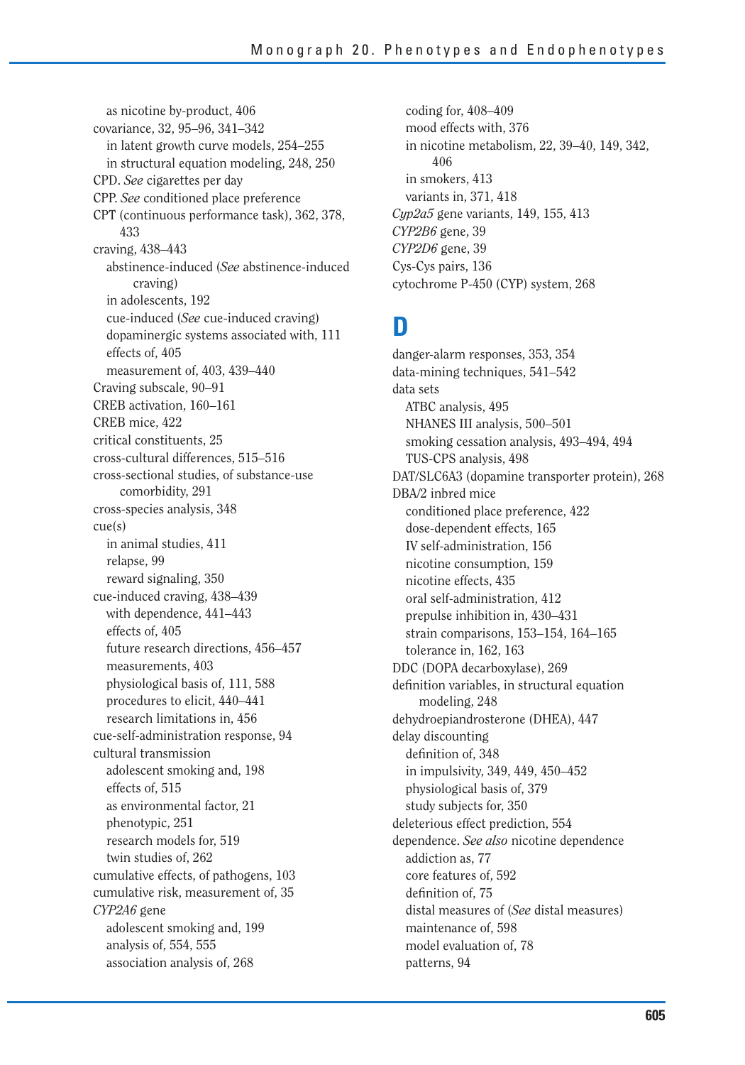as nicotine by-product, 406
covariance, 32, 95–96, 341–342
  in latent growth curve models, 254–255
  in structural equation modeling, 248, 250
CPD. *See* cigarettes per day
CPP. *See* conditioned place preference
CPT (continuous performance task), 362, 378, 433
craving, 438–443
  abstinence-induced (*See* abstinence-induced craving)
  in adolescents, 192
  cue-induced (*See* cue-induced craving)
  dopaminergic systems associated with, 111
  effects of, 405
  measurement of, 403, 439–440
Craving subscale, 90–91
CREB activation, 160–161
CREB mice, 422
critical constituents, 25
cross-cultural differences, 515–516
cross-sectional studies, of substance-use comorbidity, 291
cross-species analysis, 348
cue(s)
  in animal studies, 411
  relapse, 99
  reward signaling, 350
cue-induced craving, 438–439
  with dependence, 441–443
  effects of, 405
  future research directions, 456–457
  measurements, 403
  physiological basis of, 111, 588
  procedures to elicit, 440–441
  research limitations in, 456
cue-self-administration response, 94
cultural transmission
  adolescent smoking and, 198
  effects of, 515
  as environmental factor, 21
  phenotypic, 251
  research models for, 519
  twin studies of, 262
cumulative effects, of pathogens, 103
cumulative risk, measurement of, 35
*CYP2A6* gene
  adolescent smoking and, 199
  analysis of, 554, 555
  association analysis of, 268
  coding for, 408–409
  mood effects with, 376
  in nicotine metabolism, 22, 39–40, 149, 342, 406
  in smokers, 413
  variants in, 371, 418
*Cyp2a5* gene variants, 149, 155, 413
*CYP2B6* gene, 39
*CYP2D6* gene, 39
Cys-Cys pairs, 136
cytochrome P-450 (CYP) system, 268

# D

danger-alarm responses, 353, 354
data-mining techniques, 541–542
data sets
  ATBC analysis, 495
  NHANES III analysis, 500–501
  smoking cessation analysis, 493–494, 494
  TUS-CPS analysis, 498
DAT/SLC6A3 (dopamine transporter protein), 268
DBA/2 inbred mice
  conditioned place preference, 422
  dose-dependent effects, 165
  IV self-administration, 156
  nicotine consumption, 159
  nicotine effects, 435
  oral self-administration, 412
  prepulse inhibition in, 430–431
  strain comparisons, 153–154, 164–165
  tolerance in, 162, 163
DDC (DOPA decarboxylase), 269
definition variables, in structural equation modeling, 248
dehydroepiandrosterone (DHEA), 447
delay discounting
  definition of, 348
  in impulsivity, 349, 449, 450–452
  physiological basis of, 379
  study subjects for, 350
deleterious effect prediction, 554
dependence. *See also* nicotine dependence
  addiction as, 77
  core features of, 592
  definition of, 75
  distal measures of (*See* distal measures)
  maintenance of, 598
  model evaluation of, 78
  patterns, 94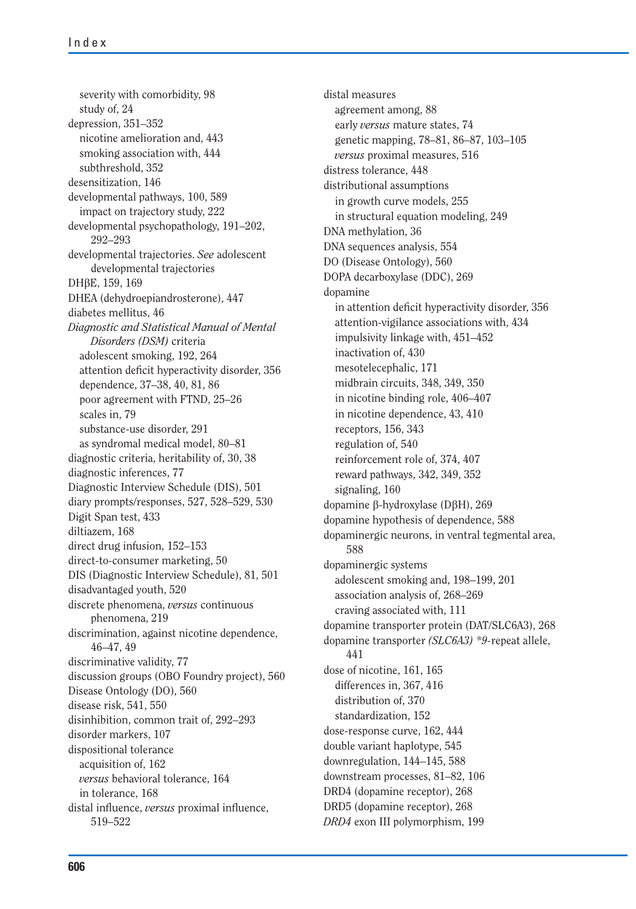severity with comorbidity, 98
  study of, 24
depression, 351–352
  nicotine amelioration and, 443
  smoking association with, 444
  subthreshold, 352
desensitization, 146
developmental pathways, 100, 589
  impact on trajectory study, 222
developmental psychopathology, 191–202, 292–293
developmental trajectories. *See* adolescent developmental trajectories
DHβE, 159, 169
DHEA (dehydroepiandrosterone), 447
diabetes mellitus, 46
*Diagnostic and Statistical Manual of Mental Disorders (DSM)* criteria
  adolescent smoking, 192, 264
  attention deficit hyperactivity disorder, 356
  dependence, 37–38, 40, 81, 86
  poor agreement with FTND, 25–26
  scales in, 79
  substance-use disorder, 291
  as syndromal medical model, 80–81
diagnostic criteria, heritability of, 30, 38
diagnostic inferences, 77
Diagnostic Interview Schedule (DIS), 501
diary prompts/responses, 527, 528–529, 530
Digit Span test, 433
diltiazem, 168
direct drug infusion, 152–153
direct-to-consumer marketing, 50
DIS (Diagnostic Interview Schedule), 81, 501
disadvantaged youth, 520
discrete phenomena, *versus* continuous phenomena, 219
discrimination, against nicotine dependence, 46–47, 49
discriminative validity, 77
discussion groups (OBO Foundry project), 560
Disease Ontology (DO), 560
disease risk, 541, 550
disinhibition, common trait of, 292–293
disorder markers, 107
dispositional tolerance
  acquisition of, 162
  *versus* behavioral tolerance, 164
  in tolerance, 168
distal influence, *versus* proximal influence, 519–522
distal measures
  agreement among, 88
  early *versus* mature states, 74
  genetic mapping, 78–81, 86–87, 103–105
  *versus* proximal measures, 516
distress tolerance, 448
distributional assumptions
  in growth curve models, 255
  in structural equation modeling, 249
DNA methylation, 36
DNA sequences analysis, 554
DO (Disease Ontology), 560
DOPA decarboxylase (DDC), 269
dopamine
  in attention deficit hyperactivity disorder, 356
  attention-vigilance associations with, 434
  impulsivity linkage with, 451–452
  inactivation of, 430
  mesotelecephalic, 171
  midbrain circuits, 348, 349, 350
  in nicotine binding role, 406–407
  in nicotine dependence, 43, 410
  receptors, 156, 343
  regulation of, 540
  reinforcement role of, 374, 407
  reward pathways, 342, 349, 352
  signaling, 160
dopamine β-hydroxylase (DβH), 269
dopamine hypothesis of dependence, 588
dopaminergic neurons, in ventral tegmental area, 588
dopaminergic systems
  adolescent smoking and, 198–199, 201
  association analysis of, 268–269
  craving associated with, 111
dopamine transporter protein (DAT/SLC6A3), 268
dopamine transporter *(SLC6A3) \*9*-repeat allele, 441
dose of nicotine, 161, 165
  differences in, 367, 416
  distribution of, 370
  standardization, 152
dose-response curve, 162, 444
double variant haplotype, 545
downregulation, 144–145, 588
downstream processes, 81–82, 106
DRD4 (dopamine receptor), 268
DRD5 (dopamine receptor), 268
*DRD4* exon III polymorphism, 199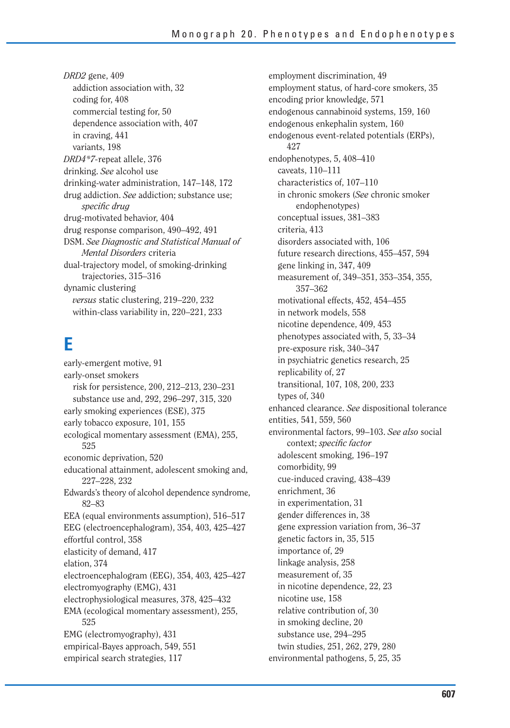*DRD2* gene, 409
- addiction association with, 32
- coding for, 408
- commercial testing for, 50
- dependence association with, 407
- in craving, 441
- variants, 198

*DRD4*7*-repeat allele, 376

drinking. *See* alcohol use

drinking-water administration, 147–148, 172

drug addiction. *See* addiction; substance use; *specific drug*

drug-motivated behavior, 404

drug response comparison, 490–492, 491

DSM. *See Diagnostic and Statistical Manual of Mental Disorders* criteria

dual-trajectory model, of smoking-drinking trajectories, 315–316

dynamic clustering
- *versus* static clustering, 219–220, 232
- within-class variability in, 220–221, 233

# E

early-emergent motive, 91

early-onset smokers
- risk for persistence, 200, 212–213, 230–231
- substance use and, 292, 296–297, 315, 320

early smoking experiences (ESE), 375

early tobacco exposure, 101, 155

ecological momentary assessment (EMA), 255, 525

economic deprivation, 520

educational attainment, adolescent smoking and, 227–228, 232

Edwards's theory of alcohol dependence syndrome, 82–83

EEA (equal environments assumption), 516–517

EEG (electroencephalogram), 354, 403, 425–427

effortful control, 358

elasticity of demand, 417

elation, 374

electroencephalogram (EEG), 354, 403, 425–427

electromyography (EMG), 431

electrophysiological measures, 378, 425–432

EMA (ecological momentary assessment), 255, 525

EMG (electromyography), 431

empirical-Bayes approach, 549, 551

empirical search strategies, 117

employment discrimination, 49

employment status, of hard-core smokers, 35

encoding prior knowledge, 571

endogenous cannabinoid systems, 159, 160

endogenous enkephalin system, 160

endogenous event-related potentials (ERPs), 427

endophenotypes, 5, 408–410
- caveats, 110–111
- characteristics of, 107–110
- in chronic smokers (*See* chronic smoker endophenotypes)
- conceptual issues, 381–383
- criteria, 413
- disorders associated with, 106
- future research directions, 455–457, 594
- gene linking in, 347, 409
- measurement of, 349–351, 353–354, 355, 357–362
- motivational effects, 452, 454–455
- in network models, 558
- nicotine dependence, 409, 453
- phenotypes associated with, 5, 33–34
- pre-exposure risk, 340–347
- in psychiatric genetics research, 25
- replicability of, 27
- transitional, 107, 108, 200, 233
- types of, 340

enhanced clearance. *See* dispositional tolerance

entities, 541, 559, 560

environmental factors, 99–103. *See also* social context; *specific factor*
- adolescent smoking, 196–197
- comorbidity, 99
- cue-induced craving, 438–439
- enrichment, 36
- in experimentation, 31
- gender differences in, 38
- gene expression variation from, 36–37
- genetic factors in, 35, 515
- importance of, 29
- linkage analysis, 258
- measurement of, 35
- in nicotine dependence, 22, 23
- nicotine use, 158
- relative contribution of, 30
- in smoking decline, 20
- substance use, 294–295
- twin studies, 251, 262, 279, 280

environmental pathogens, 5, 25, 35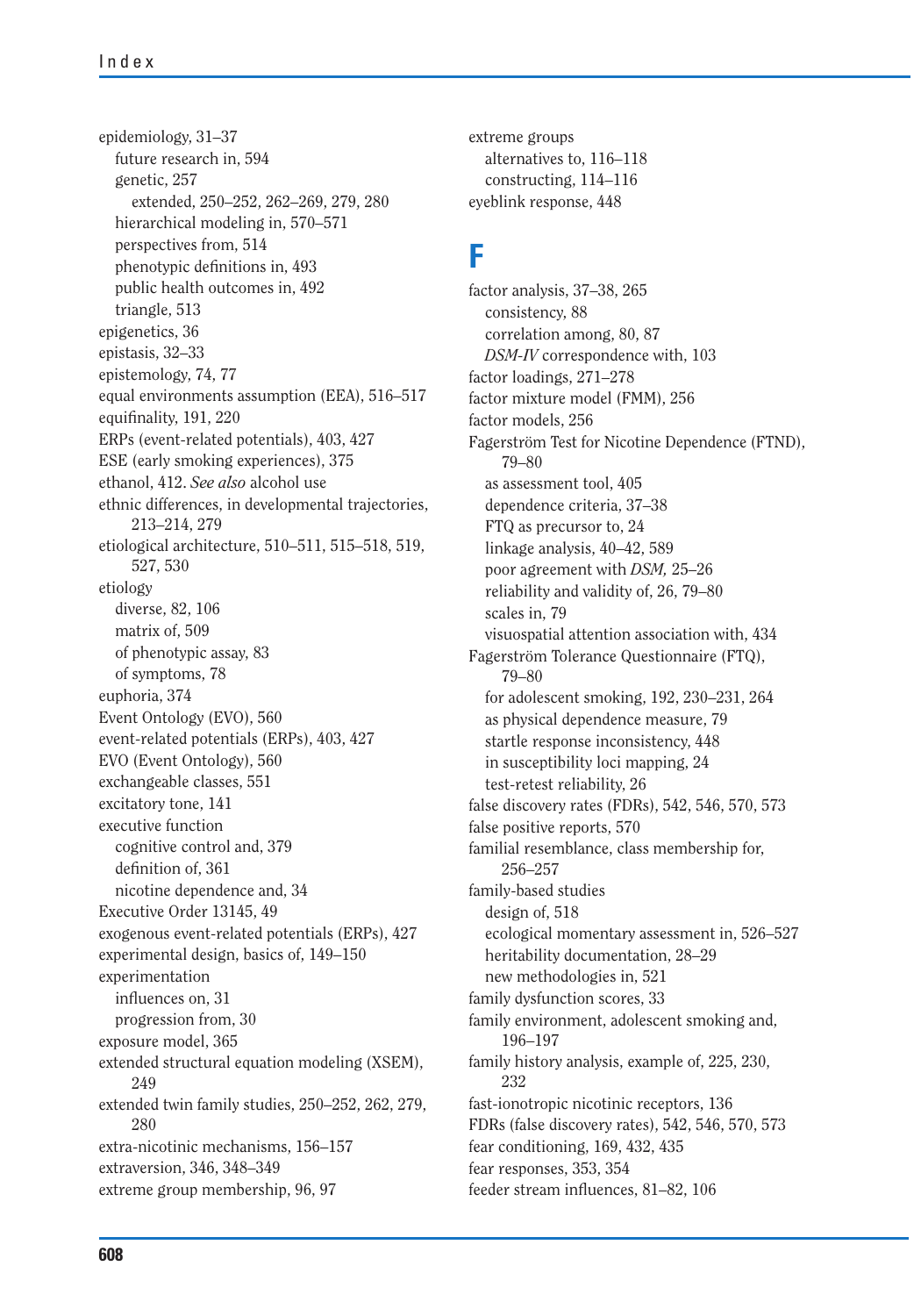epidemiology, 31–37
- future research in, 594
- genetic, 257
  - extended, 250–252, 262–269, 279, 280
- hierarchical modeling in, 570–571
- perspectives from, 514
- phenotypic definitions in, 493
- public health outcomes in, 492
- triangle, 513

epigenetics, 36
epistasis, 32–33
epistemology, 74, 77
equal environments assumption (EEA), 516–517
equifinality, 191, 220
ERPs (event-related potentials), 403, 427
ESE (early smoking experiences), 375
ethanol, 412. *See also* alcohol use
ethnic differences, in developmental trajectories, 213–214, 279
etiological architecture, 510–511, 515–518, 519, 527, 530
etiology
- diverse, 82, 106
- matrix of, 509
- of phenotypic assay, 83
- of symptoms, 78

euphoria, 374
Event Ontology (EVO), 560
event-related potentials (ERPs), 403, 427
EVO (Event Ontology), 560
exchangeable classes, 551
excitatory tone, 141
executive function
- cognitive control and, 379
- definition of, 361
- nicotine dependence and, 34

Executive Order 13145, 49
exogenous event-related potentials (ERPs), 427
experimental design, basics of, 149–150
experimentation
- influences on, 31
- progression from, 30

exposure model, 365
extended structural equation modeling (XSEM), 249
extended twin family studies, 250–252, 262, 279, 280
extra-nicotinic mechanisms, 156–157
extraversion, 346, 348–349
extreme group membership, 96, 97
extreme groups
- alternatives to, 116–118
- constructing, 114–116

eyeblink response, 448

# F

factor analysis, 37–38, 265
- consistency, 88
- correlation among, 80, 87
- *DSM-IV* correspondence with, 103

factor loadings, 271–278
factor mixture model (FMM), 256
factor models, 256
Fagerström Test for Nicotine Dependence (FTND), 79–80
- as assessment tool, 405
- dependence criteria, 37–38
- FTQ as precursor to, 24
- linkage analysis, 40–42, 589
- poor agreement with *DSM,* 25–26
- reliability and validity of, 26, 79–80
- scales in, 79
- visuospatial attention association with, 434

Fagerström Tolerance Questionnaire (FTQ), 79–80
- for adolescent smoking, 192, 230–231, 264
- as physical dependence measure, 79
- startle response inconsistency, 448
- in susceptibility loci mapping, 24
- test-retest reliability, 26

false discovery rates (FDRs), 542, 546, 570, 573
false positive reports, 570
familial resemblance, class membership for, 256–257
family-based studies
- design of, 518
- ecological momentary assessment in, 526–527
- heritability documentation, 28–29
- new methodologies in, 521

family dysfunction scores, 33
family environment, adolescent smoking and, 196–197
family history analysis, example of, 225, 230, 232
fast-ionotropic nicotinic receptors, 136
FDRs (false discovery rates), 542, 546, 570, 573
fear conditioning, 169, 432, 435
fear responses, 353, 354
feeder stream influences, 81–82, 106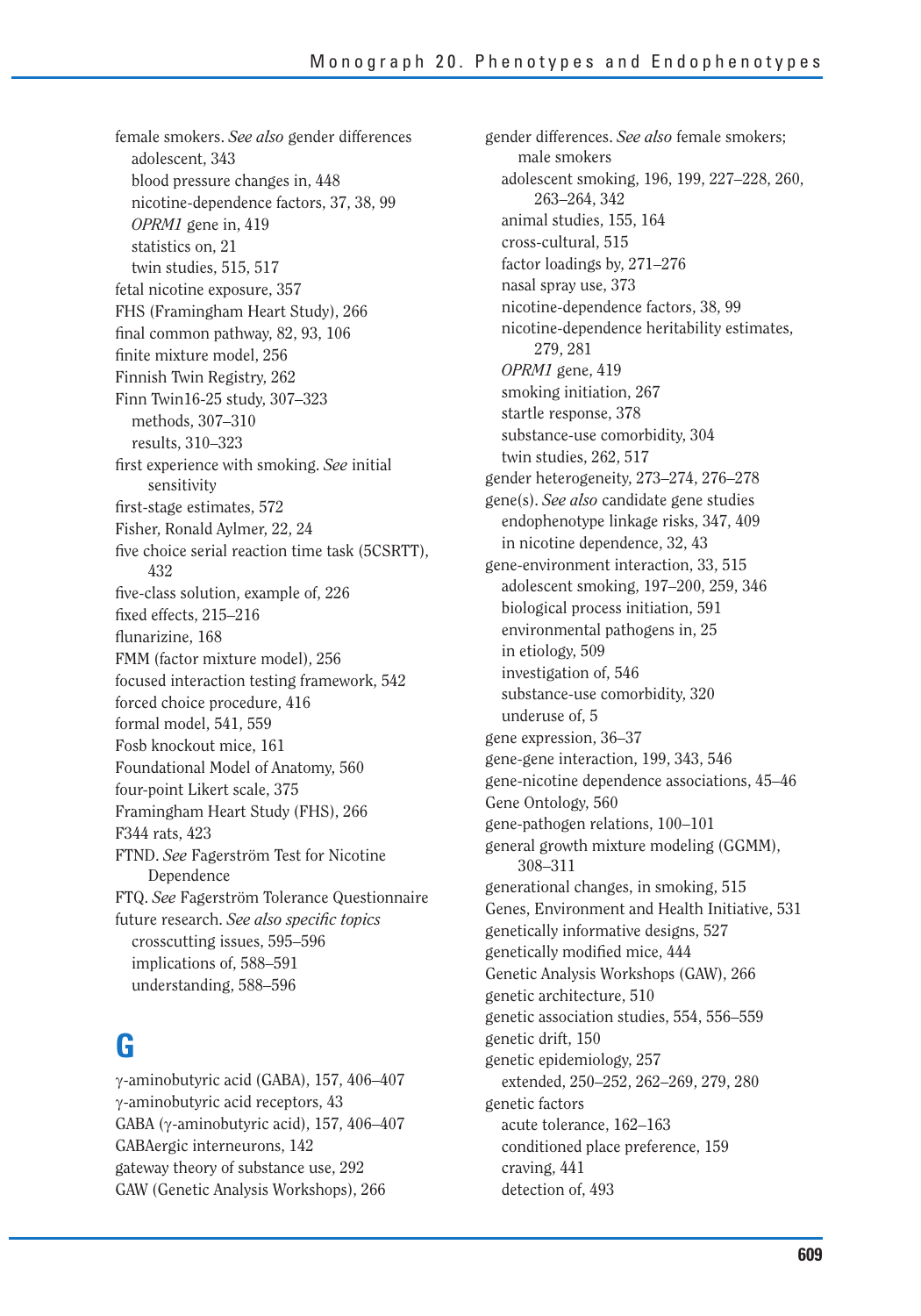female smokers. *See also* gender differences
- adolescent, 343
- blood pressure changes in, 448
- nicotine-dependence factors, 37, 38, 99
- *OPRM1* gene in, 419
- statistics on, 21
- twin studies, 515, 517

fetal nicotine exposure, 357

FHS (Framingham Heart Study), 266

final common pathway, 82, 93, 106

finite mixture model, 256

Finnish Twin Registry, 262

Finn Twin16-25 study, 307–323
- methods, 307–310
- results, 310–323

first experience with smoking. *See* initial sensitivity

first-stage estimates, 572

Fisher, Ronald Aylmer, 22, 24

five choice serial reaction time task (5CSRTT), 432

five-class solution, example of, 226

fixed effects, 215–216

flunarizine, 168

FMM (factor mixture model), 256

focused interaction testing framework, 542

forced choice procedure, 416

formal model, 541, 559

Fosb knockout mice, 161

Foundational Model of Anatomy, 560

four-point Likert scale, 375

Framingham Heart Study (FHS), 266

F344 rats, 423

FTND. *See* Fagerström Test for Nicotine Dependence

FTQ. *See* Fagerström Tolerance Questionnaire

future research. *See also specific topics*
- crosscutting issues, 595–596
- implications of, 588–591
- understanding, 588–596

## G

γ-aminobutyric acid (GABA), 157, 406–407

γ-aminobutyric acid receptors, 43

GABA (γ-aminobutyric acid), 157, 406–407

GABAergic interneurons, 142

gateway theory of substance use, 292

GAW (Genetic Analysis Workshops), 266

gender differences. *See also* female smokers; male smokers
- adolescent smoking, 196, 199, 227–228, 260, 263–264, 342
- animal studies, 155, 164
- cross-cultural, 515
- factor loadings by, 271–276
- nasal spray use, 373
- nicotine-dependence factors, 38, 99
- nicotine-dependence heritability estimates, 279, 281
- *OPRM1* gene, 419
- smoking initiation, 267
- startle response, 378
- substance-use comorbidity, 304
- twin studies, 262, 517

gender heterogeneity, 273–274, 276–278

gene(s). *See also* candidate gene studies
- endophenotype linkage risks, 347, 409
- in nicotine dependence, 32, 43

gene-environment interaction, 33, 515
- adolescent smoking, 197–200, 259, 346
- biological process initiation, 591
- environmental pathogens in, 25
- in etiology, 509
- investigation of, 546
- substance-use comorbidity, 320
- underuse of, 5

gene expression, 36–37

gene-gene interaction, 199, 343, 546

gene-nicotine dependence associations, 45–46

Gene Ontology, 560

gene-pathogen relations, 100–101

general growth mixture modeling (GGMM), 308–311

generational changes, in smoking, 515

Genes, Environment and Health Initiative, 531

genetically informative designs, 527

genetically modified mice, 444

Genetic Analysis Workshops (GAW), 266

genetic architecture, 510

genetic association studies, 554, 556–559

genetic drift, 150

genetic epidemiology, 257
- extended, 250–252, 262–269, 279, 280

genetic factors
- acute tolerance, 162–163
- conditioned place preference, 159
- craving, 441
- detection of, 493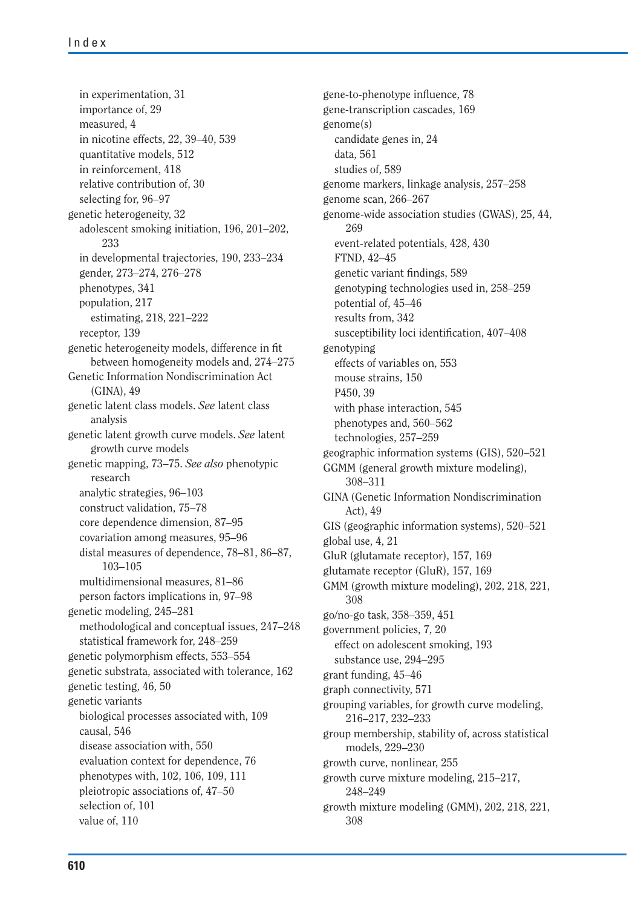in experimentation, 31
importance of, 29
measured, 4
in nicotine effects, 22, 39–40, 539
quantitative models, 512
in reinforcement, 418
relative contribution of, 30
selecting for, 96–97

genetic heterogeneity, 32
adolescent smoking initiation, 196, 201–202, 233
in developmental trajectories, 190, 233–234
gender, 273–274, 276–278
phenotypes, 341
population, 217
estimating, 218, 221–222
receptor, 139

genetic heterogeneity models, difference in fit between homogeneity models and, 274–275

Genetic Information Nondiscrimination Act (GINA), 49

genetic latent class models. *See* latent class analysis

genetic latent growth curve models. *See* latent growth curve models

genetic mapping, 73–75. *See also* phenotypic research
analytic strategies, 96–103
construct validation, 75–78
core dependence dimension, 87–95
covariation among measures, 95–96
distal measures of dependence, 78–81, 86–87, 103–105
multidimensional measures, 81–86
person factors implications in, 97–98

genetic modeling, 245–281
methodological and conceptual issues, 247–248
statistical framework for, 248–259

genetic polymorphism effects, 553–554

genetic substrata, associated with tolerance, 162

genetic testing, 46, 50

genetic variants
biological processes associated with, 109
causal, 546
disease association with, 550
evaluation context for dependence, 76
phenotypes with, 102, 106, 109, 111
pleiotropic associations of, 47–50
selection of, 101
value of, 110

gene-to-phenotype influence, 78

gene-transcription cascades, 169

genome(s)
candidate genes in, 24
data, 561
studies of, 589

genome markers, linkage analysis, 257–258

genome scan, 266–267

genome-wide association studies (GWAS), 25, 44, 269
event-related potentials, 428, 430
FTND, 42–45
genetic variant findings, 589
genotyping technologies used in, 258–259
potential of, 45–46
results from, 342
susceptibility loci identification, 407–408

genotyping
effects of variables on, 553
mouse strains, 150
P450, 39
with phase interaction, 545
phenotypes and, 560–562
technologies, 257–259

geographic information systems (GIS), 520–521

GGMM (general growth mixture modeling), 308–311

GINA (Genetic Information Nondiscrimination Act), 49

GIS (geographic information systems), 520–521

global use, 4, 21

GluR (glutamate receptor), 157, 169

glutamate receptor (GluR), 157, 169

GMM (growth mixture modeling), 202, 218, 221, 308

go/no-go task, 358–359, 451

government policies, 7, 20
effect on adolescent smoking, 193
substance use, 294–295

grant funding, 45–46

graph connectivity, 571

grouping variables, for growth curve modeling, 216–217, 232–233

group membership, stability of, across statistical models, 229–230

growth curve, nonlinear, 255

growth curve mixture modeling, 215–217, 248–249

growth mixture modeling (GMM), 202, 218, 221, 308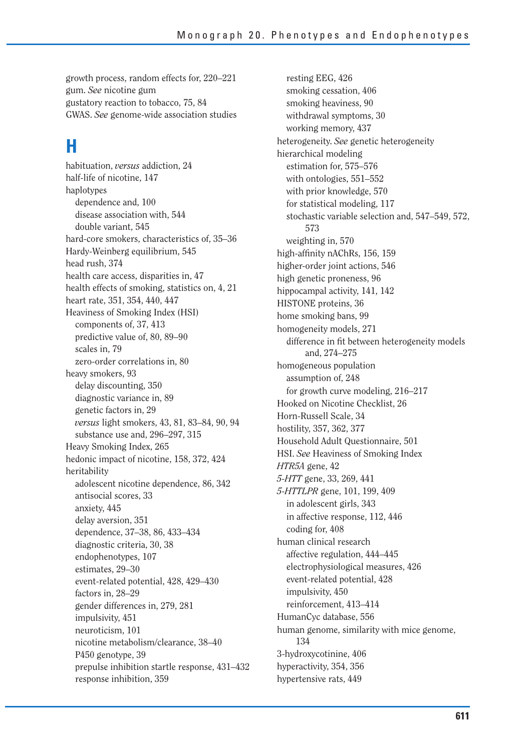growth process, random effects for, 220–221
gum. *See* nicotine gum
gustatory reaction to tobacco, 75, 84
GWAS. *See* genome-wide association studies

# H

habituation, *versus* addiction, 24
half-life of nicotine, 147
haplotypes
- dependence and, 100
- disease association with, 544
- double variant, 545

hard-core smokers, characteristics of, 35–36
Hardy-Weinberg equilibrium, 545
head rush, 374
health care access, disparities in, 47
health effects of smoking, statistics on, 4, 21
heart rate, 351, 354, 440, 447
Heaviness of Smoking Index (HSI)
- components of, 37, 413
- predictive value of, 80, 89–90
- scales in, 79
- zero-order correlations in, 80

heavy smokers, 93
- delay discounting, 350
- diagnostic variance in, 89
- genetic factors in, 29
- *versus* light smokers, 43, 81, 83–84, 90, 94
- substance use and, 296–297, 315

Heavy Smoking Index, 265
hedonic impact of nicotine, 158, 372, 424
heritability
- adolescent nicotine dependence, 86, 342
- antisocial scores, 33
- anxiety, 445
- delay aversion, 351
- dependence, 37–38, 86, 433–434
- diagnostic criteria, 30, 38
- endophenotypes, 107
- estimates, 29–30
- event-related potential, 428, 429–430
- factors in, 28–29
- gender differences in, 279, 281
- impulsivity, 451
- neuroticism, 101
- nicotine metabolism/clearance, 38–40
- P450 genotype, 39
- prepulse inhibition startle response, 431–432
- response inhibition, 359
- resting EEG, 426
- smoking cessation, 406
- smoking heaviness, 90
- withdrawal symptoms, 30
- working memory, 437

heterogeneity. *See* genetic heterogeneity
hierarchical modeling
- estimation for, 575–576
- with ontologies, 551–552
- with prior knowledge, 570
- for statistical modeling, 117
- stochastic variable selection and, 547–549, 572, 573
- weighting in, 570

high-affinity nAChRs, 156, 159
higher-order joint actions, 546
high genetic proneness, 96
hippocampal activity, 141, 142
HISTONE proteins, 36
home smoking bans, 99
homogeneity models, 271
- difference in fit between heterogeneity models and, 274–275

homogeneous population
- assumption of, 248
- for growth curve modeling, 216–217

Hooked on Nicotine Checklist, 26
Horn-Russell Scale, 34
hostility, 357, 362, 377
Household Adult Questionnaire, 501
HSI. *See* Heaviness of Smoking Index
*HTR5A* gene, 42
*5-HTT* gene, 33, 269, 441
*5-HTTLPR* gene, 101, 199, 409
- in adolescent girls, 343
- in affective response, 112, 446
- coding for, 408

human clinical research
- affective regulation, 444–445
- electrophysiological measures, 426
- event-related potential, 428
- impulsivity, 450
- reinforcement, 413–414

HumanCyc database, 556
human genome, similarity with mice genome, 134
3-hydroxycotinine, 406
hyperactivity, 354, 356
hypertensive rats, 449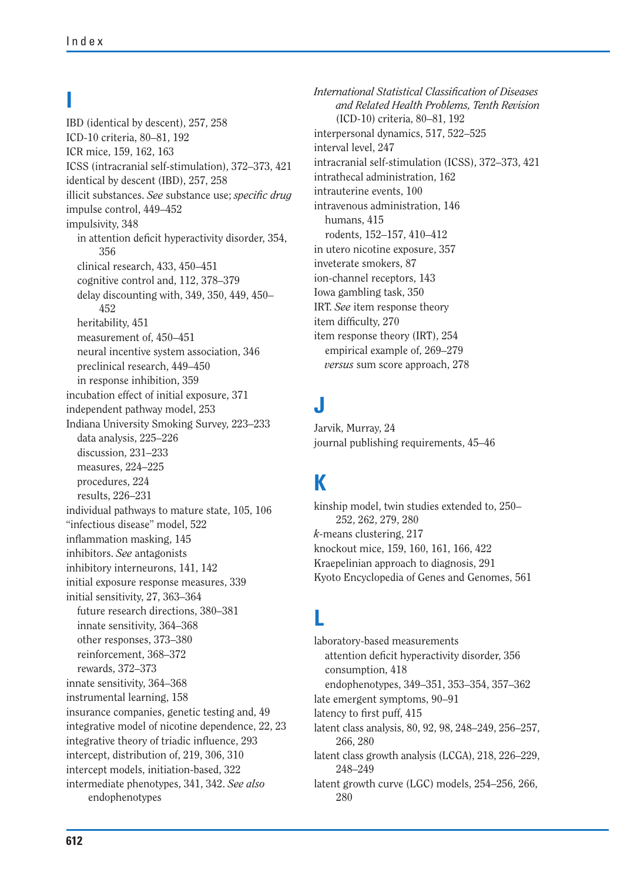## I

IBD (identical by descent), 257, 258
ICD-10 criteria, 80–81, 192
ICR mice, 159, 162, 163
ICSS (intracranial self-stimulation), 372–373, 421
identical by descent (IBD), 257, 258
illicit substances. *See* substance use; *specific drug*
impulse control, 449–452
impulsivity, 348
- in attention deficit hyperactivity disorder, 354, 356
- clinical research, 433, 450–451
- cognitive control and, 112, 378–379
- delay discounting with, 349, 350, 449, 450–452
- heritability, 451
- measurement of, 450–451
- neural incentive system association, 346
- preclinical research, 449–450
- in response inhibition, 359

incubation effect of initial exposure, 371
independent pathway model, 253
Indiana University Smoking Survey, 223–233
- data analysis, 225–226
- discussion, 231–233
- measures, 224–225
- procedures, 224
- results, 226–231

individual pathways to mature state, 105, 106
"infectious disease" model, 522
inflammation masking, 145
inhibitors. *See* antagonists
inhibitory interneurons, 141, 142
initial exposure response measures, 339
initial sensitivity, 27, 363–364
- future research directions, 380–381
- innate sensitivity, 364–368
- other responses, 373–380
- reinforcement, 368–372
- rewards, 372–373

innate sensitivity, 364–368
instrumental learning, 158
insurance companies, genetic testing and, 49
integrative model of nicotine dependence, 22, 23
integrative theory of triadic influence, 293
intercept, distribution of, 219, 306, 310
intercept models, initiation-based, 322
intermediate phenotypes, 341, 342. *See also* endophenotypes
*International Statistical Classification of Diseases and Related Health Problems, Tenth Revision* (ICD-10) criteria, 80–81, 192
interpersonal dynamics, 517, 522–525
interval level, 247
intracranial self-stimulation (ICSS), 372–373, 421
intrathecal administration, 162
intrauterine events, 100
intravenous administration, 146
- humans, 415
- rodents, 152–157, 410–412

in utero nicotine exposure, 357
inveterate smokers, 87
ion-channel receptors, 143
Iowa gambling task, 350
IRT. *See* item response theory
item difficulty, 270
item response theory (IRT), 254
- empirical example of, 269–279
- *versus* sum score approach, 278

## J

Jarvik, Murray, 24
journal publishing requirements, 45–46

## K

kinship model, twin studies extended to, 250–252, 262, 279, 280
*k*-means clustering, 217
knockout mice, 159, 160, 161, 166, 422
Kraepelinian approach to diagnosis, 291
Kyoto Encyclopedia of Genes and Genomes, 561

## L

laboratory-based measurements
- attention deficit hyperactivity disorder, 356
- consumption, 418
- endophenotypes, 349–351, 353–354, 357–362

late emergent symptoms, 90–91
latency to first puff, 415
latent class analysis, 80, 92, 98, 248–249, 256–257, 266, 280
latent class growth analysis (LCGA), 218, 226–229, 248–249
latent growth curve (LGC) models, 254–256, 266, 280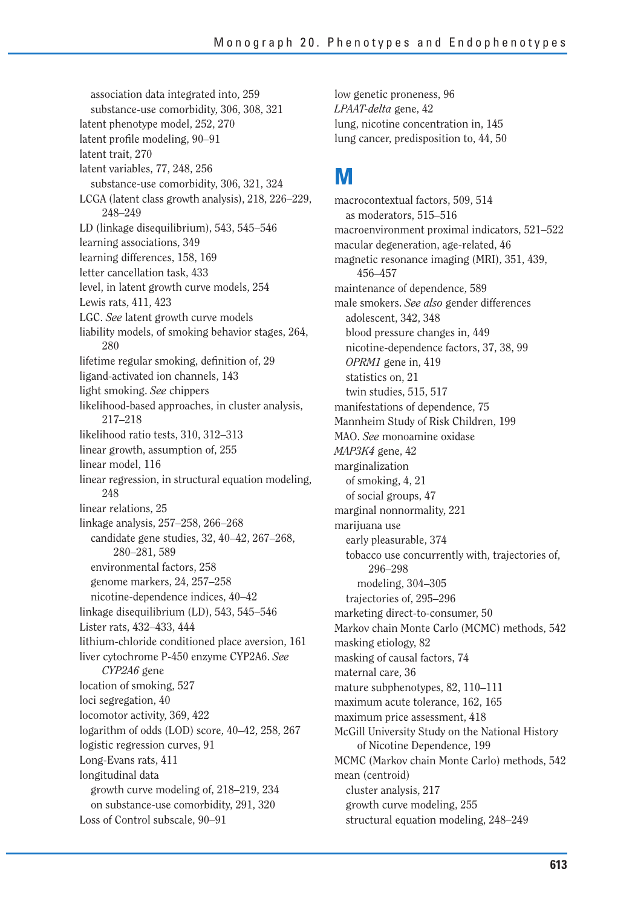association data integrated into, 259
  substance-use comorbidity, 306, 308, 321
latent phenotype model, 252, 270
latent profile modeling, 90–91
latent trait, 270
latent variables, 77, 248, 256
  substance-use comorbidity, 306, 321, 324
LCGA (latent class growth analysis), 218, 226–229, 248–249
LD (linkage disequilibrium), 543, 545–546
learning associations, 349
learning differences, 158, 169
letter cancellation task, 433
level, in latent growth curve models, 254
Lewis rats, 411, 423
LGC. *See* latent growth curve models
liability models, of smoking behavior stages, 264, 280
lifetime regular smoking, definition of, 29
ligand-activated ion channels, 143
light smoking. *See* chippers
likelihood-based approaches, in cluster analysis, 217–218
likelihood ratio tests, 310, 312–313
linear growth, assumption of, 255
linear model, 116
linear regression, in structural equation modeling, 248
linear relations, 25
linkage analysis, 257–258, 266–268
  candidate gene studies, 32, 40–42, 267–268, 280–281, 589
  environmental factors, 258
  genome markers, 24, 257–258
  nicotine-dependence indices, 40–42
linkage disequilibrium (LD), 543, 545–546
Lister rats, 432–433, 444
lithium-chloride conditioned place aversion, 161
liver cytochrome P-450 enzyme CYP2A6. *See* *CYP2A6* gene
location of smoking, 527
loci segregation, 40
locomotor activity, 369, 422
logarithm of odds (LOD) score, 40–42, 258, 267
logistic regression curves, 91
Long-Evans rats, 411
longitudinal data
  growth curve modeling of, 218–219, 234
  on substance-use comorbidity, 291, 320
Loss of Control subscale, 90–91
low genetic proneness, 96
*LPAAT-delta* gene, 42
lung, nicotine concentration in, 145
lung cancer, predisposition to, 44, 50

# M

macrocontextual factors, 509, 514
  as moderators, 515–516
macroenvironment proximal indicators, 521–522
macular degeneration, age-related, 46
magnetic resonance imaging (MRI), 351, 439, 456–457
maintenance of dependence, 589
male smokers. *See also* gender differences
  adolescent, 342, 348
  blood pressure changes in, 449
  nicotine-dependence factors, 37, 38, 99
  *OPRM1* gene in, 419
  statistics on, 21
  twin studies, 515, 517
manifestations of dependence, 75
Mannheim Study of Risk Children, 199
MAO. *See* monoamine oxidase
*MAP3K4* gene, 42
marginalization
  of smoking, 4, 21
  of social groups, 47
marginal nonnormality, 221
marijuana use
  early pleasurable, 374
  tobacco use concurrently with, trajectories of, 296–298
    modeling, 304–305
  trajectories of, 295–296
marketing direct-to-consumer, 50
Markov chain Monte Carlo (MCMC) methods, 542
masking etiology, 82
masking of causal factors, 74
maternal care, 36
mature subphenotypes, 82, 110–111
maximum acute tolerance, 162, 165
maximum price assessment, 418
McGill University Study on the National History of Nicotine Dependence, 199
MCMC (Markov chain Monte Carlo) methods, 542
mean (centroid)
  cluster analysis, 217
  growth curve modeling, 255
  structural equation modeling, 248–249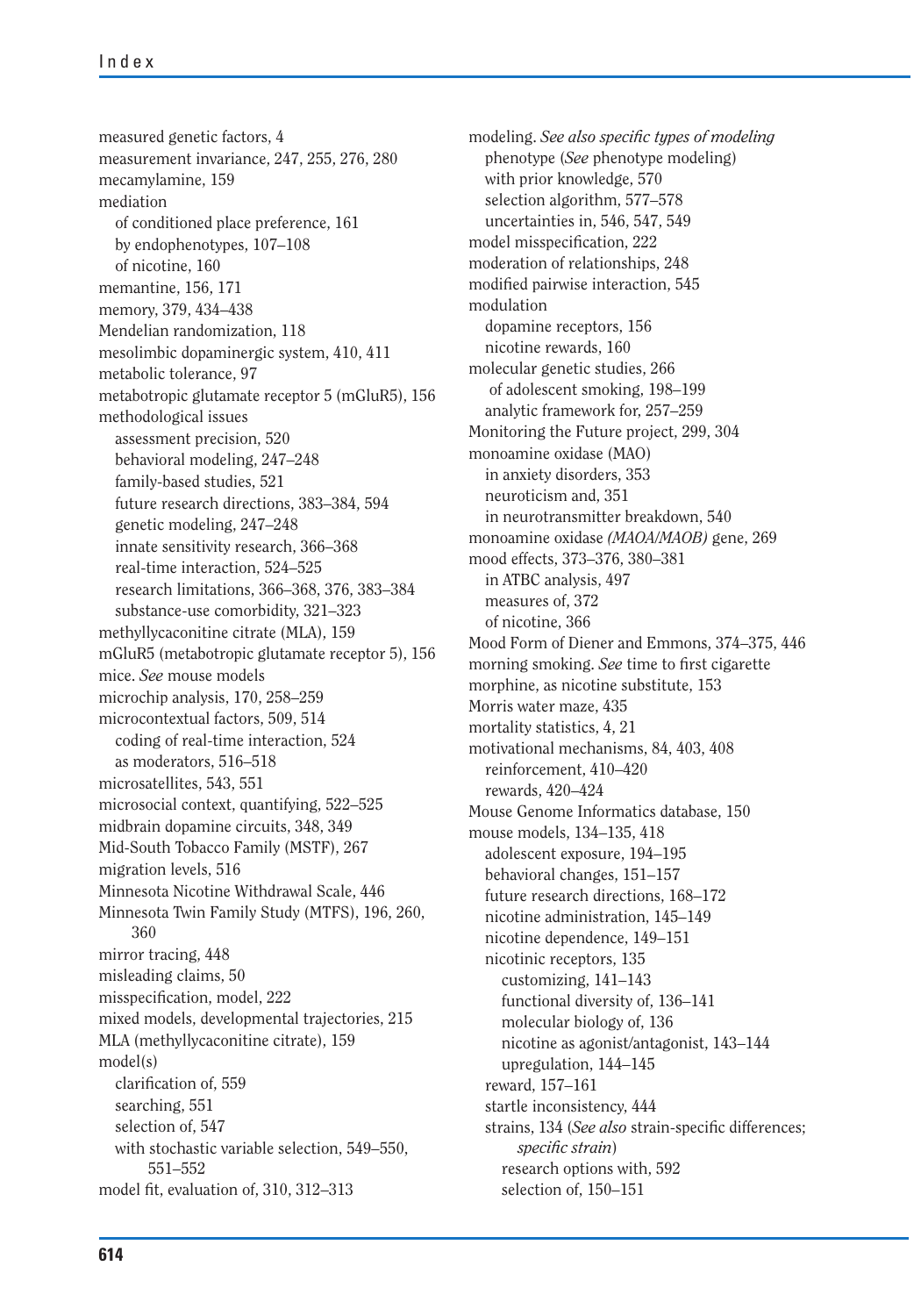measured genetic factors, 4
measurement invariance, 247, 255, 276, 280
mecamylamine, 159
mediation
  of conditioned place preference, 161
  by endophenotypes, 107–108
  of nicotine, 160
memantine, 156, 171
memory, 379, 434–438
Mendelian randomization, 118
mesolimbic dopaminergic system, 410, 411
metabolic tolerance, 97
metabotropic glutamate receptor 5 (mGluR5), 156
methodological issues
  assessment precision, 520
  behavioral modeling, 247–248
  family-based studies, 521
  future research directions, 383–384, 594
  genetic modeling, 247–248
  innate sensitivity research, 366–368
  real-time interaction, 524–525
  research limitations, 366–368, 376, 383–384
  substance-use comorbidity, 321–323
methyllycaconitine citrate (MLA), 159
mGluR5 (metabotropic glutamate receptor 5), 156
mice. *See* mouse models
microchip analysis, 170, 258–259
microcontextual factors, 509, 514
  coding of real-time interaction, 524
  as moderators, 516–518
microsatellites, 543, 551
microsocial context, quantifying, 522–525
midbrain dopamine circuits, 348, 349
Mid-South Tobacco Family (MSTF), 267
migration levels, 516
Minnesota Nicotine Withdrawal Scale, 446
Minnesota Twin Family Study (MTFS), 196, 260, 360
mirror tracing, 448
misleading claims, 50
misspecification, model, 222
mixed models, developmental trajectories, 215
MLA (methyllycaconitine citrate), 159
model(s)
  clarification of, 559
  searching, 551
  selection of, 547
  with stochastic variable selection, 549–550, 551–552
model fit, evaluation of, 310, 312–313
modeling. *See also specific types of modeling*
  phenotype (*See* phenotype modeling)
  with prior knowledge, 570
  selection algorithm, 577–578
  uncertainties in, 546, 547, 549
model misspecification, 222
moderation of relationships, 248
modified pairwise interaction, 545
modulation
  dopamine receptors, 156
  nicotine rewards, 160
molecular genetic studies, 266
  of adolescent smoking, 198–199
  analytic framework for, 257–259
Monitoring the Future project, 299, 304
monoamine oxidase (MAO)
  in anxiety disorders, 353
  neuroticism and, 351
  in neurotransmitter breakdown, 540
monoamine oxidase *(MAOA/MAOB)* gene, 269
mood effects, 373–376, 380–381
  in ATBC analysis, 497
  measures of, 372
  of nicotine, 366
Mood Form of Diener and Emmons, 374–375, 446
morning smoking. *See* time to first cigarette
morphine, as nicotine substitute, 153
Morris water maze, 435
mortality statistics, 4, 21
motivational mechanisms, 84, 403, 408
  reinforcement, 410–420
  rewards, 420–424
Mouse Genome Informatics database, 150
mouse models, 134–135, 418
  adolescent exposure, 194–195
  behavioral changes, 151–157
  future research directions, 168–172
  nicotine administration, 145–149
  nicotine dependence, 149–151
  nicotinic receptors, 135
    customizing, 141–143
    functional diversity of, 136–141
    molecular biology of, 136
    nicotine as agonist/antagonist, 143–144
    upregulation, 144–145
  reward, 157–161
  startle inconsistency, 444
  strains, 134 (*See also* strain-specific differences; *specific strain*)
    research options with, 592
    selection of, 150–151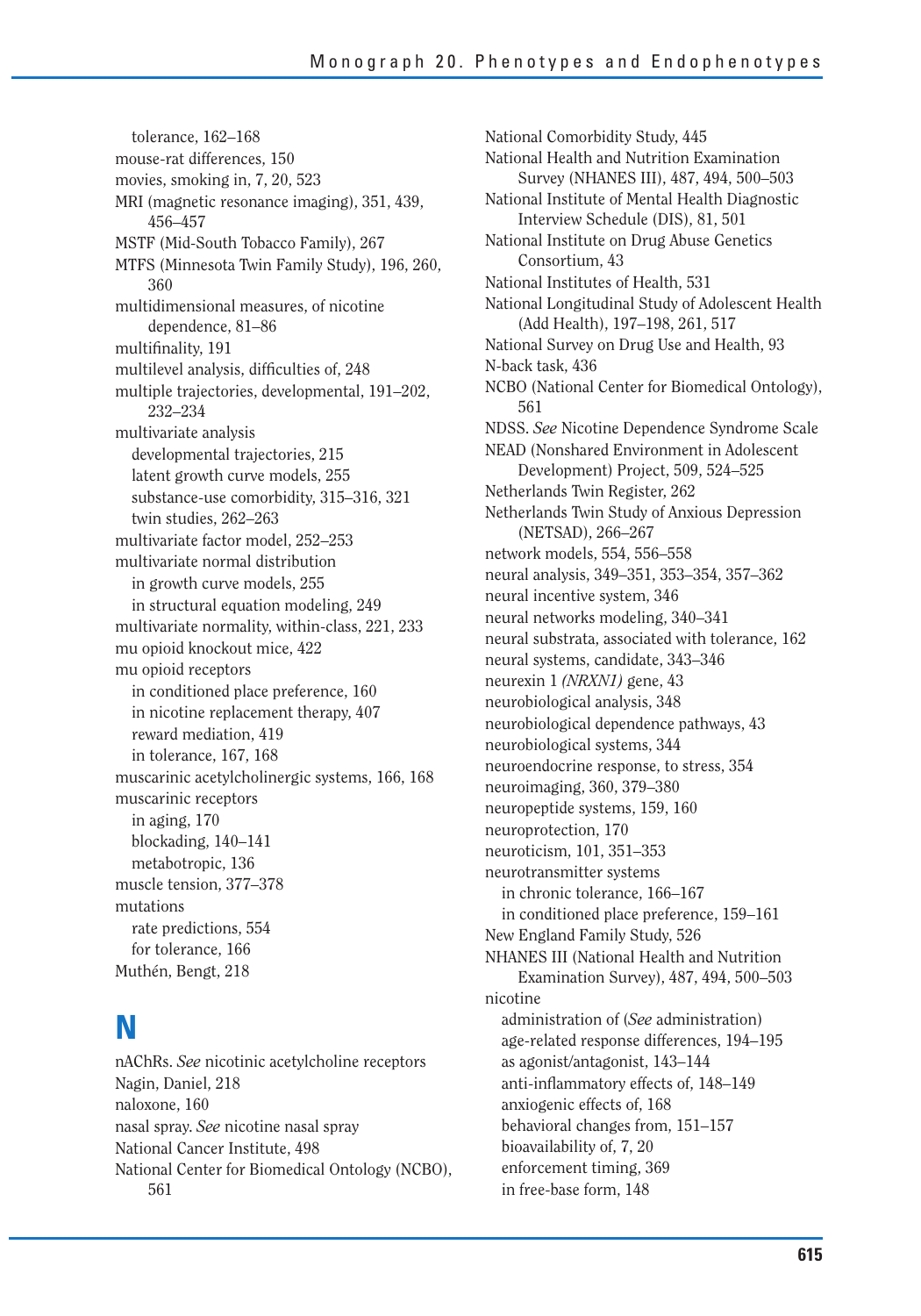tolerance, 162–168
mouse-rat differences, 150
movies, smoking in, 7, 20, 523
MRI (magnetic resonance imaging), 351, 439, 456–457
MSTF (Mid-South Tobacco Family), 267
MTFS (Minnesota Twin Family Study), 196, 260, 360
multidimensional measures, of nicotine dependence, 81–86
multifinality, 191
multilevel analysis, difficulties of, 248
multiple trajectories, developmental, 191–202, 232–234
multivariate analysis
  developmental trajectories, 215
  latent growth curve models, 255
  substance-use comorbidity, 315–316, 321
  twin studies, 262–263
multivariate factor model, 252–253
multivariate normal distribution
  in growth curve models, 255
  in structural equation modeling, 249
multivariate normality, within-class, 221, 233
mu opioid knockout mice, 422
mu opioid receptors
  in conditioned place preference, 160
  in nicotine replacement therapy, 407
  reward mediation, 419
  in tolerance, 167, 168
muscarinic acetylcholinergic systems, 166, 168
muscarinic receptors
  in aging, 170
  blockading, 140–141
  metabotropic, 136
muscle tension, 377–378
mutations
  rate predictions, 554
  for tolerance, 166
Muthén, Bengt, 218

# N

nAChRs. *See* nicotinic acetylcholine receptors
Nagin, Daniel, 218
naloxone, 160
nasal spray. *See* nicotine nasal spray
National Cancer Institute, 498
National Center for Biomedical Ontology (NCBO), 561
National Comorbidity Study, 445
National Health and Nutrition Examination Survey (NHANES III), 487, 494, 500–503
National Institute of Mental Health Diagnostic Interview Schedule (DIS), 81, 501
National Institute on Drug Abuse Genetics Consortium, 43
National Institutes of Health, 531
National Longitudinal Study of Adolescent Health (Add Health), 197–198, 261, 517
National Survey on Drug Use and Health, 93
N-back task, 436
NCBO (National Center for Biomedical Ontology), 561
NDSS. *See* Nicotine Dependence Syndrome Scale
NEAD (Nonshared Environment in Adolescent Development) Project, 509, 524–525
Netherlands Twin Register, 262
Netherlands Twin Study of Anxious Depression (NETSAD), 266–267
network models, 554, 556–558
neural analysis, 349–351, 353–354, 357–362
neural incentive system, 346
neural networks modeling, 340–341
neural substrata, associated with tolerance, 162
neural systems, candidate, 343–346
neurexin 1 *(NRXN1)* gene, 43
neurobiological analysis, 348
neurobiological dependence pathways, 43
neurobiological systems, 344
neuroendocrine response, to stress, 354
neuroimaging, 360, 379–380
neuropeptide systems, 159, 160
neuroprotection, 170
neuroticism, 101, 351–353
neurotransmitter systems
  in chronic tolerance, 166–167
  in conditioned place preference, 159–161
New England Family Study, 526
NHANES III (National Health and Nutrition Examination Survey), 487, 494, 500–503
nicotine
  administration of (*See* administration)
  age-related response differences, 194–195
  as agonist/antagonist, 143–144
  anti-inflammatory effects of, 148–149
  anxiogenic effects of, 168
  behavioral changes from, 151–157
  bioavailability of, 7, 20
  enforcement timing, 369
  in free-base form, 148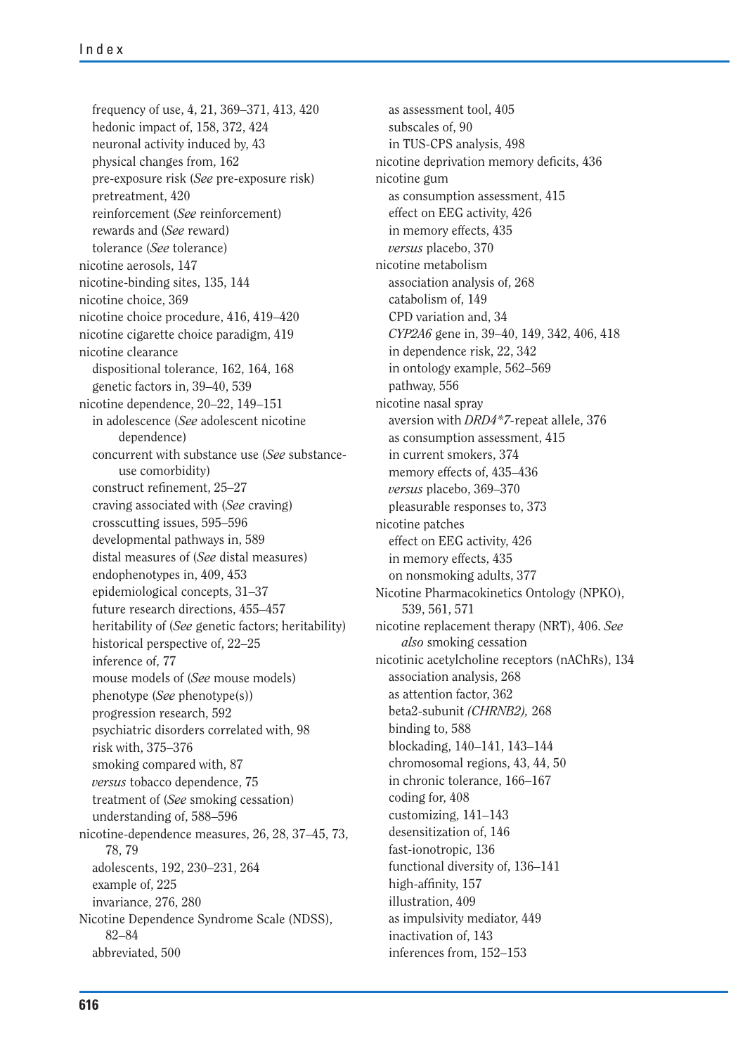- frequency of use, 4, 21, 369–371, 413, 420
- hedonic impact of, 158, 372, 424
- neuronal activity induced by, 43
- physical changes from, 162
- pre-exposure risk (*See* pre-exposure risk)
- pretreatment, 420
- reinforcement (*See* reinforcement)
- rewards and (*See* reward)
- tolerance (*See* tolerance)

nicotine aerosols, 147

nicotine-binding sites, 135, 144

nicotine choice, 369

nicotine choice procedure, 416, 419–420

nicotine cigarette choice paradigm, 419

nicotine clearance
- dispositional tolerance, 162, 164, 168
- genetic factors in, 39–40, 539

nicotine dependence, 20–22, 149–151
- in adolescence (*See* adolescent nicotine dependence)
- concurrent with substance use (*See* substance-use comorbidity)
- construct refinement, 25–27
- craving associated with (*See* craving)
- crosscutting issues, 595–596
- developmental pathways in, 589
- distal measures of (*See* distal measures)
- endophenotypes in, 409, 453
- epidemiological concepts, 31–37
- future research directions, 455–457
- heritability of (*See* genetic factors; heritability)
- historical perspective of, 22–25
- inference of, 77
- mouse models of (*See* mouse models)
- phenotype (*See* phenotype(s))
- progression research, 592
- psychiatric disorders correlated with, 98
- risk with, 375–376
- smoking compared with, 87
- *versus* tobacco dependence, 75
- treatment of (*See* smoking cessation)
- understanding of, 588–596

nicotine-dependence measures, 26, 28, 37–45, 73, 78, 79
- adolescents, 192, 230–231, 264
- example of, 225
- invariance, 276, 280

Nicotine Dependence Syndrome Scale (NDSS), 82–84
- abbreviated, 500
- as assessment tool, 405
- subscales of, 90
- in TUS-CPS analysis, 498

nicotine deprivation memory deficits, 436

nicotine gum
- as consumption assessment, 415
- effect on EEG activity, 426
- in memory effects, 435
- *versus* placebo, 370

nicotine metabolism
- association analysis of, 268
- catabolism of, 149
- CPD variation and, 34
- *CYP2A6* gene in, 39–40, 149, 342, 406, 418
- in dependence risk, 22, 342
- in ontology example, 562–569
- pathway, 556

nicotine nasal spray
- aversion with *DRD4\*7*-repeat allele, 376
- as consumption assessment, 415
- in current smokers, 374
- memory effects of, 435–436
- *versus* placebo, 369–370
- pleasurable responses to, 373

nicotine patches
- effect on EEG activity, 426
- in memory effects, 435
- on nonsmoking adults, 377

Nicotine Pharmacokinetics Ontology (NPKO), 539, 561, 571

nicotine replacement therapy (NRT), 406. *See also* smoking cessation

nicotinic acetylcholine receptors (nAChRs), 134
- association analysis, 268
- as attention factor, 362
- beta2-subunit *(CHRNB2),* 268
- binding to, 588
- blockading, 140–141, 143–144
- chromosomal regions, 43, 44, 50
- in chronic tolerance, 166–167
- coding for, 408
- customizing, 141–143
- desensitization of, 146
- fast-ionotropic, 136
- functional diversity of, 136–141
- high-affinity, 157
- illustration, 409
- as impulsivity mediator, 449
- inactivation of, 143
- inferences from, 152–153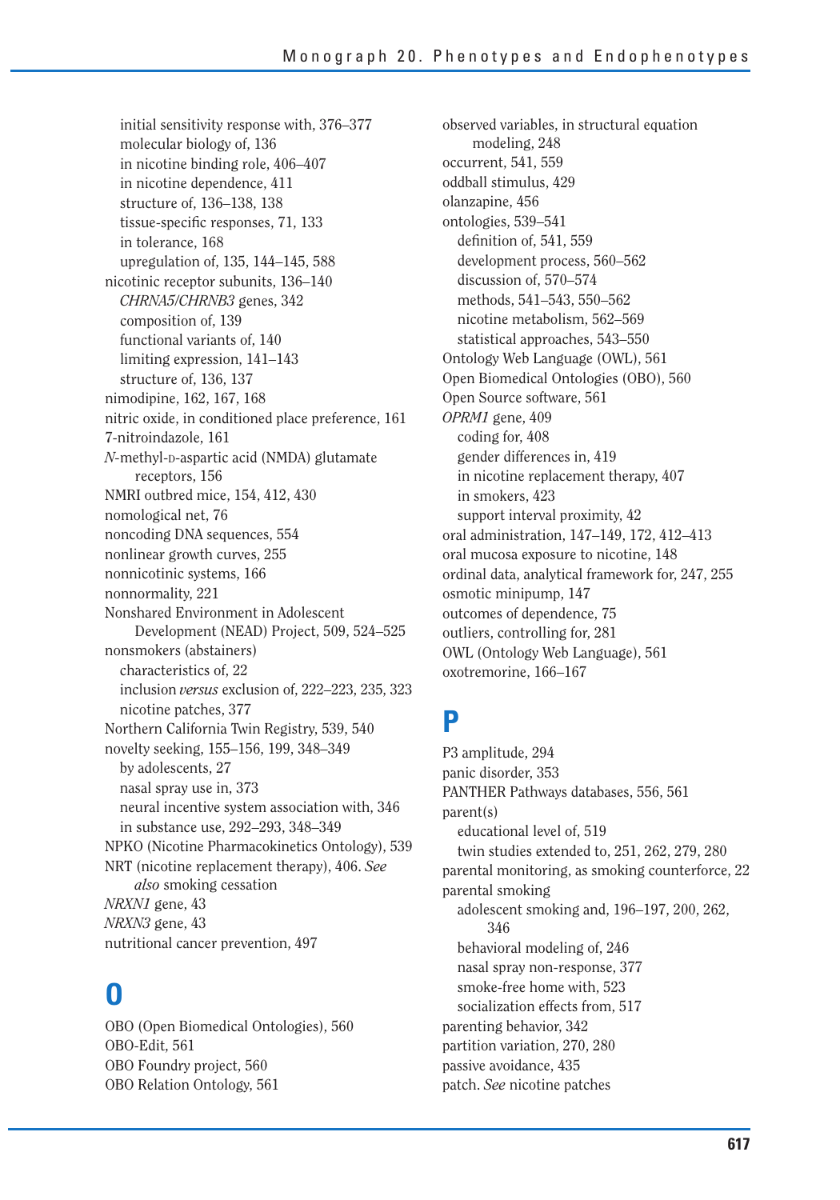initial sensitivity response with, 376–377
    molecular biology of, 136
    in nicotine binding role, 406–407
    in nicotine dependence, 411
    structure of, 136–138, 138
    tissue-specific responses, 71, 133
    in tolerance, 168
    upregulation of, 135, 144–145, 588
nicotinic receptor subunits, 136–140
    *CHRNA5/CHRNB3* genes, 342
    composition of, 139
    functional variants of, 140
    limiting expression, 141–143
    structure of, 136, 137
nimodipine, 162, 167, 168
nitric oxide, in conditioned place preference, 161
7-nitroindazole, 161
*N*-methyl-D-aspartic acid (NMDA) glutamate receptors, 156
NMRI outbred mice, 154, 412, 430
nomological net, 76
noncoding DNA sequences, 554
nonlinear growth curves, 255
nonnicotinic systems, 166
nonnormality, 221
Nonshared Environment in Adolescent Development (NEAD) Project, 509, 524–525
nonsmokers (abstainers)
    characteristics of, 22
    inclusion *versus* exclusion of, 222–223, 235, 323
    nicotine patches, 377
Northern California Twin Registry, 539, 540
novelty seeking, 155–156, 199, 348–349
    by adolescents, 27
    nasal spray use in, 373
    neural incentive system association with, 346
    in substance use, 292–293, 348–349
NPKO (Nicotine Pharmacokinetics Ontology), 539
NRT (nicotine replacement therapy), 406. *See also* smoking cessation
*NRXN1* gene, 43
*NRXN3* gene, 43
nutritional cancer prevention, 497

# O

OBO (Open Biomedical Ontologies), 560
OBO-Edit, 561
OBO Foundry project, 560
OBO Relation Ontology, 561
observed variables, in structural equation modeling, 248
occurrent, 541, 559
oddball stimulus, 429
olanzapine, 456
ontologies, 539–541
    definition of, 541, 559
    development process, 560–562
    discussion of, 570–574
    methods, 541–543, 550–562
    nicotine metabolism, 562–569
    statistical approaches, 543–550
Ontology Web Language (OWL), 561
Open Biomedical Ontologies (OBO), 560
Open Source software, 561
*OPRM1* gene, 409
    coding for, 408
    gender differences in, 419
    in nicotine replacement therapy, 407
    in smokers, 423
    support interval proximity, 42
oral administration, 147–149, 172, 412–413
oral mucosa exposure to nicotine, 148
ordinal data, analytical framework for, 247, 255
osmotic minipump, 147
outcomes of dependence, 75
outliers, controlling for, 281
OWL (Ontology Web Language), 561
oxotremorine, 166–167

# P

P3 amplitude, 294
panic disorder, 353
PANTHER Pathways databases, 556, 561
parent(s)
    educational level of, 519
    twin studies extended to, 251, 262, 279, 280
parental monitoring, as smoking counterforce, 22
parental smoking
    adolescent smoking and, 196–197, 200, 262, 346
    behavioral modeling of, 246
    nasal spray non-response, 377
    smoke-free home with, 523
    socialization effects from, 517
parenting behavior, 342
partition variation, 270, 280
passive avoidance, 435
patch. *See* nicotine patches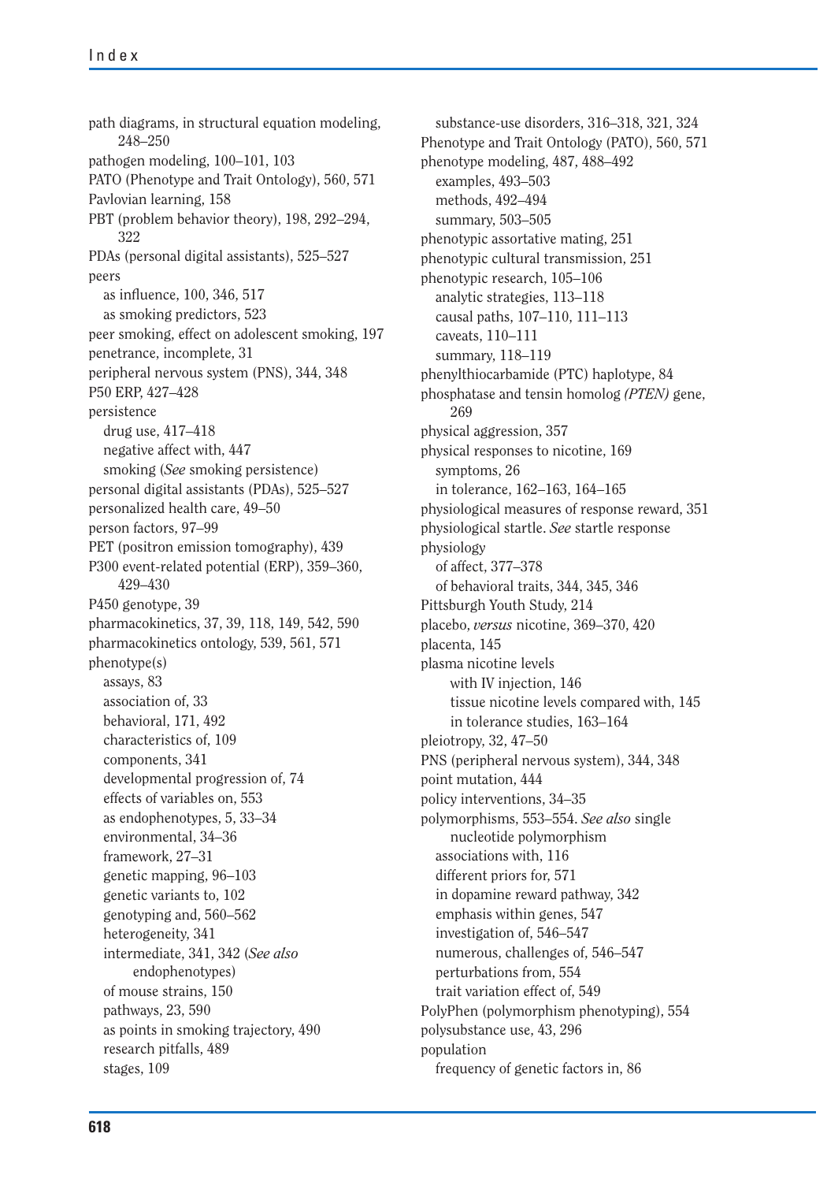path diagrams, in structural equation modeling, 248–250
pathogen modeling, 100–101, 103
PATO (Phenotype and Trait Ontology), 560, 571
Pavlovian learning, 158
PBT (problem behavior theory), 198, 292–294, 322
PDAs (personal digital assistants), 525–527
peers
- as influence, 100, 346, 517
- as smoking predictors, 523

peer smoking, effect on adolescent smoking, 197
penetrance, incomplete, 31
peripheral nervous system (PNS), 344, 348
P50 ERP, 427–428
persistence
- drug use, 417–418
- negative affect with, 447
- smoking (*See* smoking persistence)

personal digital assistants (PDAs), 525–527
personalized health care, 49–50
person factors, 97–99
PET (positron emission tomography), 439
P300 event-related potential (ERP), 359–360, 429–430
P450 genotype, 39
pharmacokinetics, 37, 39, 118, 149, 542, 590
pharmacokinetics ontology, 539, 561, 571
phenotype(s)
- assays, 83
- association of, 33
- behavioral, 171, 492
- characteristics of, 109
- components, 341
- developmental progression of, 74
- effects of variables on, 553
- as endophenotypes, 5, 33–34
- environmental, 34–36
- framework, 27–31
- genetic mapping, 96–103
- genetic variants to, 102
- genotyping and, 560–562
- heterogeneity, 341
- intermediate, 341, 342 (*See also* endophenotypes)
- of mouse strains, 150
- pathways, 23, 590
- as points in smoking trajectory, 490
- research pitfalls, 489
- stages, 109
- substance-use disorders, 316–318, 321, 324

Phenotype and Trait Ontology (PATO), 560, 571
phenotype modeling, 487, 488–492
- examples, 493–503
- methods, 492–494
- summary, 503–505

phenotypic assortative mating, 251
phenotypic cultural transmission, 251
phenotypic research, 105–106
- analytic strategies, 113–118
- causal paths, 107–110, 111–113
- caveats, 110–111
- summary, 118–119

phenylthiocarbamide (PTC) haplotype, 84
phosphatase and tensin homolog *(PTEN)* gene, 269
physical aggression, 357
physical responses to nicotine, 169
- symptoms, 26
- in tolerance, 162–163, 164–165

physiological measures of response reward, 351
physiological startle. *See* startle response
physiology
- of affect, 377–378
- of behavioral traits, 344, 345, 346

Pittsburgh Youth Study, 214
placebo, *versus* nicotine, 369–370, 420
placenta, 145
plasma nicotine levels
- with IV injection, 146
- tissue nicotine levels compared with, 145
- in tolerance studies, 163–164

pleiotropy, 32, 47–50
PNS (peripheral nervous system), 344, 348
point mutation, 444
policy interventions, 34–35
polymorphisms, 553–554. *See also* single nucleotide polymorphism
- associations with, 116
- different priors for, 571
- in dopamine reward pathway, 342
- emphasis within genes, 547
- investigation of, 546–547
- numerous, challenges of, 546–547
- perturbations from, 554
- trait variation effect of, 549

PolyPhen (polymorphism phenotyping), 554
polysubstance use, 43, 296
population
- frequency of genetic factors in, 86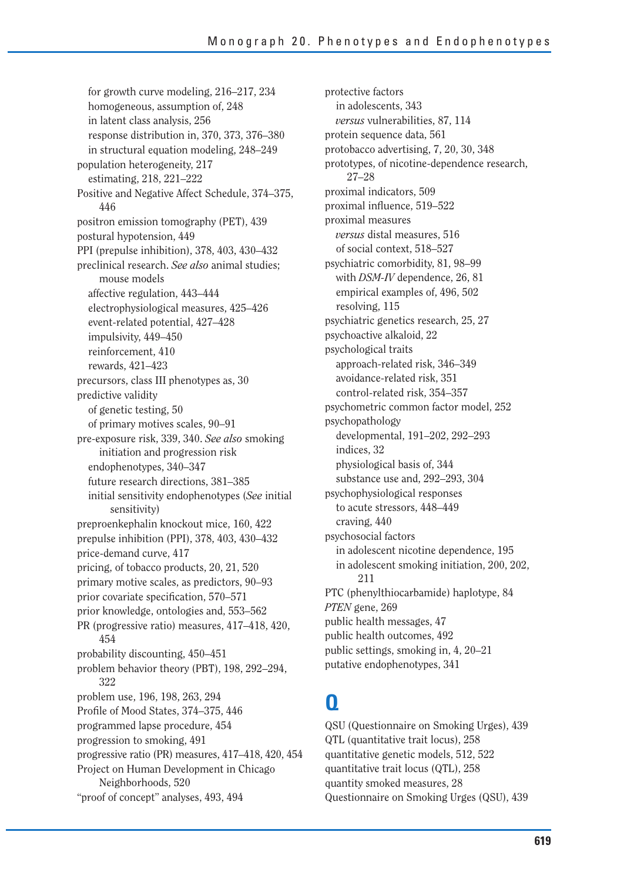for growth curve modeling, 216–217, 234
homogeneous, assumption of, 248
in latent class analysis, 256
response distribution in, 370, 373, 376–380
in structural equation modeling, 248–249

population heterogeneity, 217
estimating, 218, 221–222

Positive and Negative Affect Schedule, 374–375, 446

positron emission tomography (PET), 439

postural hypotension, 449

PPI (prepulse inhibition), 378, 403, 430–432

preclinical research. *See also* animal studies; mouse models
affective regulation, 443–444
electrophysiological measures, 425–426
event-related potential, 427–428
impulsivity, 449–450
reinforcement, 410
rewards, 421–423

precursors, class III phenotypes as, 30

predictive validity
of genetic testing, 50
of primary motives scales, 90–91

pre-exposure risk, 339, 340. *See also* smoking initiation and progression risk
endophenotypes, 340–347
future research directions, 381–385
initial sensitivity endophenotypes (*See* initial sensitivity)

preproenkephalin knockout mice, 160, 422

prepulse inhibition (PPI), 378, 403, 430–432

price-demand curve, 417

pricing, of tobacco products, 20, 21, 520

primary motive scales, as predictors, 90–93

prior covariate specification, 570–571

prior knowledge, ontologies and, 553–562

PR (progressive ratio) measures, 417–418, 420, 454

probability discounting, 450–451

problem behavior theory (PBT), 198, 292–294, 322

problem use, 196, 198, 263, 294

Profile of Mood States, 374–375, 446

programmed lapse procedure, 454

progression to smoking, 491

progressive ratio (PR) measures, 417–418, 420, 454

Project on Human Development in Chicago Neighborhoods, 520

"proof of concept" analyses, 493, 494

protective factors
in adolescents, 343
*versus* vulnerabilities, 87, 114

protein sequence data, 561

protobacco advertising, 7, 20, 30, 348

prototypes, of nicotine-dependence research, 27–28

proximal indicators, 509

proximal influence, 519–522

proximal measures
*versus* distal measures, 516
of social context, 518–527

psychiatric comorbidity, 81, 98–99
with *DSM-IV* dependence, 26, 81
empirical examples of, 496, 502
resolving, 115

psychiatric genetics research, 25, 27

psychoactive alkaloid, 22

psychological traits
approach-related risk, 346–349
avoidance-related risk, 351
control-related risk, 354–357

psychometric common factor model, 252

psychopathology
developmental, 191–202, 292–293
indices, 32
physiological basis of, 344
substance use and, 292–293, 304

psychophysiological responses
to acute stressors, 448–449
craving, 440

psychosocial factors
in adolescent nicotine dependence, 195
in adolescent smoking initiation, 200, 202, 211

PTC (phenylthiocarbamide) haplotype, 84

*PTEN* gene, 269

public health messages, 47

public health outcomes, 492

public settings, smoking in, 4, 20–21

putative endophenotypes, 341

# Q

QSU (Questionnaire on Smoking Urges), 439

QTL (quantitative trait locus), 258

quantitative genetic models, 512, 522

quantitative trait locus (QTL), 258

quantity smoked measures, 28

Questionnaire on Smoking Urges (QSU), 439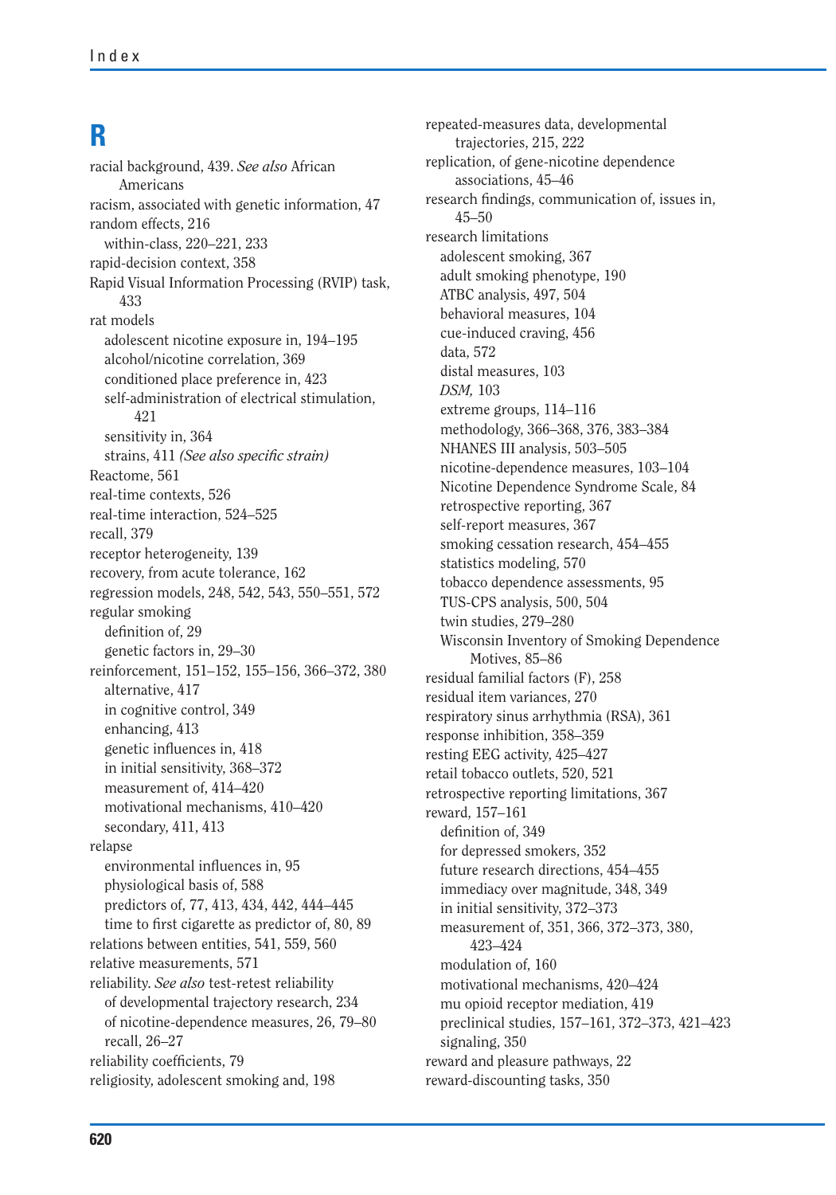# R

racial background, 439. *See also* African Americans
racism, associated with genetic information, 47
random effects, 216
- within-class, 220–221, 233

rapid-decision context, 358
Rapid Visual Information Processing (RVIP) task, 433
rat models
- adolescent nicotine exposure in, 194–195
- alcohol/nicotine correlation, 369
- conditioned place preference in, 423
- self-administration of electrical stimulation, 421
- sensitivity in, 364
- strains, 411 *(See also specific strain)*

Reactome, 561
real-time contexts, 526
real-time interaction, 524–525
recall, 379
receptor heterogeneity, 139
recovery, from acute tolerance, 162
regression models, 248, 542, 543, 550–551, 572
regular smoking
- definition of, 29
- genetic factors in, 29–30

reinforcement, 151–152, 155–156, 366–372, 380
- alternative, 417
- in cognitive control, 349
- enhancing, 413
- genetic influences in, 418
- in initial sensitivity, 368–372
- measurement of, 414–420
- motivational mechanisms, 410–420
- secondary, 411, 413

relapse
- environmental influences in, 95
- physiological basis of, 588
- predictors of, 77, 413, 434, 442, 444–445
- time to first cigarette as predictor of, 80, 89

relations between entities, 541, 559, 560
relative measurements, 571
reliability. *See also* test-retest reliability
- of developmental trajectory research, 234
- of nicotine-dependence measures, 26, 79–80
- recall, 26–27

reliability coefficients, 79
religiosity, adolescent smoking and, 198
repeated-measures data, developmental trajectories, 215, 222
replication, of gene-nicotine dependence associations, 45–46
research findings, communication of, issues in, 45–50
research limitations
- adolescent smoking, 367
- adult smoking phenotype, 190
- ATBC analysis, 497, 504
- behavioral measures, 104
- cue-induced craving, 456
- data, 572
- distal measures, 103
- *DSM,* 103
- extreme groups, 114–116
- methodology, 366–368, 376, 383–384
- NHANES III analysis, 503–505
- nicotine-dependence measures, 103–104
- Nicotine Dependence Syndrome Scale, 84
- retrospective reporting, 367
- self-report measures, 367
- smoking cessation research, 454–455
- statistics modeling, 570
- tobacco dependence assessments, 95
- TUS-CPS analysis, 500, 504
- twin studies, 279–280
- Wisconsin Inventory of Smoking Dependence Motives, 85–86

residual familial factors (F), 258
residual item variances, 270
respiratory sinus arrhythmia (RSA), 361
response inhibition, 358–359
resting EEG activity, 425–427
retail tobacco outlets, 520, 521
retrospective reporting limitations, 367
reward, 157–161
- definition of, 349
- for depressed smokers, 352
- future research directions, 454–455
- immediacy over magnitude, 348, 349
- in initial sensitivity, 372–373
- measurement of, 351, 366, 372–373, 380, 423–424
- modulation of, 160
- motivational mechanisms, 420–424
- mu opioid receptor mediation, 419
- preclinical studies, 157–161, 372–373, 421–423
- signaling, 350

reward and pleasure pathways, 22
reward-discounting tasks, 350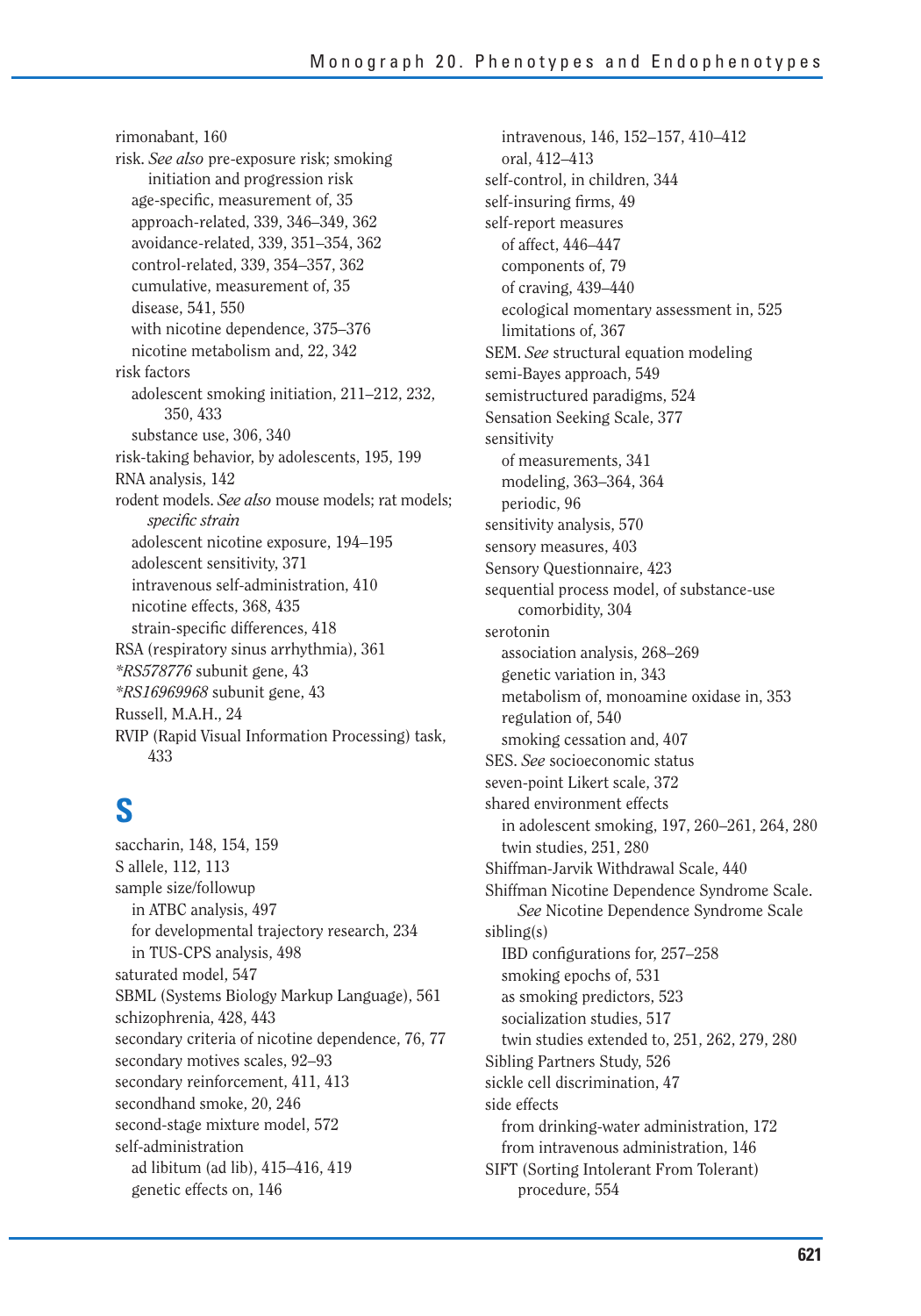rimonabant, 160
risk. *See also* pre-exposure risk; smoking initiation and progression risk
- age-specific, measurement of, 35
- approach-related, 339, 346–349, 362
- avoidance-related, 339, 351–354, 362
- control-related, 339, 354–357, 362
- cumulative, measurement of, 35
- disease, 541, 550
- with nicotine dependence, 375–376
- nicotine metabolism and, 22, 342

risk factors
- adolescent smoking initiation, 211–212, 232, 350, 433
- substance use, 306, 340

risk-taking behavior, by adolescents, 195, 199
RNA analysis, 142
rodent models. *See also* mouse models; rat models; *specific strain*
- adolescent nicotine exposure, 194–195
- adolescent sensitivity, 371
- intravenous self-administration, 410
- nicotine effects, 368, 435
- strain-specific differences, 418

RSA (respiratory sinus arrhythmia), 361
*\*RS578776* subunit gene, 43
*\*RS16969968* subunit gene, 43
Russell, M.A.H., 24
RVIP (Rapid Visual Information Processing) task, 433

# S

saccharin, 148, 154, 159
S allele, 112, 113
sample size/followup
- in ATBC analysis, 497
- for developmental trajectory research, 234
- in TUS-CPS analysis, 498

saturated model, 547
SBML (Systems Biology Markup Language), 561
schizophrenia, 428, 443
secondary criteria of nicotine dependence, 76, 77
secondary motives scales, 92–93
secondary reinforcement, 411, 413
secondhand smoke, 20, 246
second-stage mixture model, 572
self-administration
- ad libitum (ad lib), 415–416, 419
- genetic effects on, 146
- intravenous, 146, 152–157, 410–412
- oral, 412–413

self-control, in children, 344
self-insuring firms, 49
self-report measures
- of affect, 446–447
- components of, 79
- of craving, 439–440
- ecological momentary assessment in, 525
- limitations of, 367

SEM. *See* structural equation modeling
semi-Bayes approach, 549
semistructured paradigms, 524
Sensation Seeking Scale, 377
sensitivity
- of measurements, 341
- modeling, 363–364, 364
- periodic, 96

sensitivity analysis, 570
sensory measures, 403
Sensory Questionnaire, 423
sequential process model, of substance-use comorbidity, 304
serotonin
- association analysis, 268–269
- genetic variation in, 343
- metabolism of, monoamine oxidase in, 353
- regulation of, 540
- smoking cessation and, 407

SES. *See* socioeconomic status
seven-point Likert scale, 372
shared environment effects
- in adolescent smoking, 197, 260–261, 264, 280
- twin studies, 251, 280

Shiffman-Jarvik Withdrawal Scale, 440
Shiffman Nicotine Dependence Syndrome Scale. *See* Nicotine Dependence Syndrome Scale
sibling(s)
- IBD configurations for, 257–258
- smoking epochs of, 531
- as smoking predictors, 523
- socialization studies, 517
- twin studies extended to, 251, 262, 279, 280

Sibling Partners Study, 526
sickle cell discrimination, 47
side effects
- from drinking-water administration, 172
- from intravenous administration, 146

SIFT (Sorting Intolerant From Tolerant) procedure, 554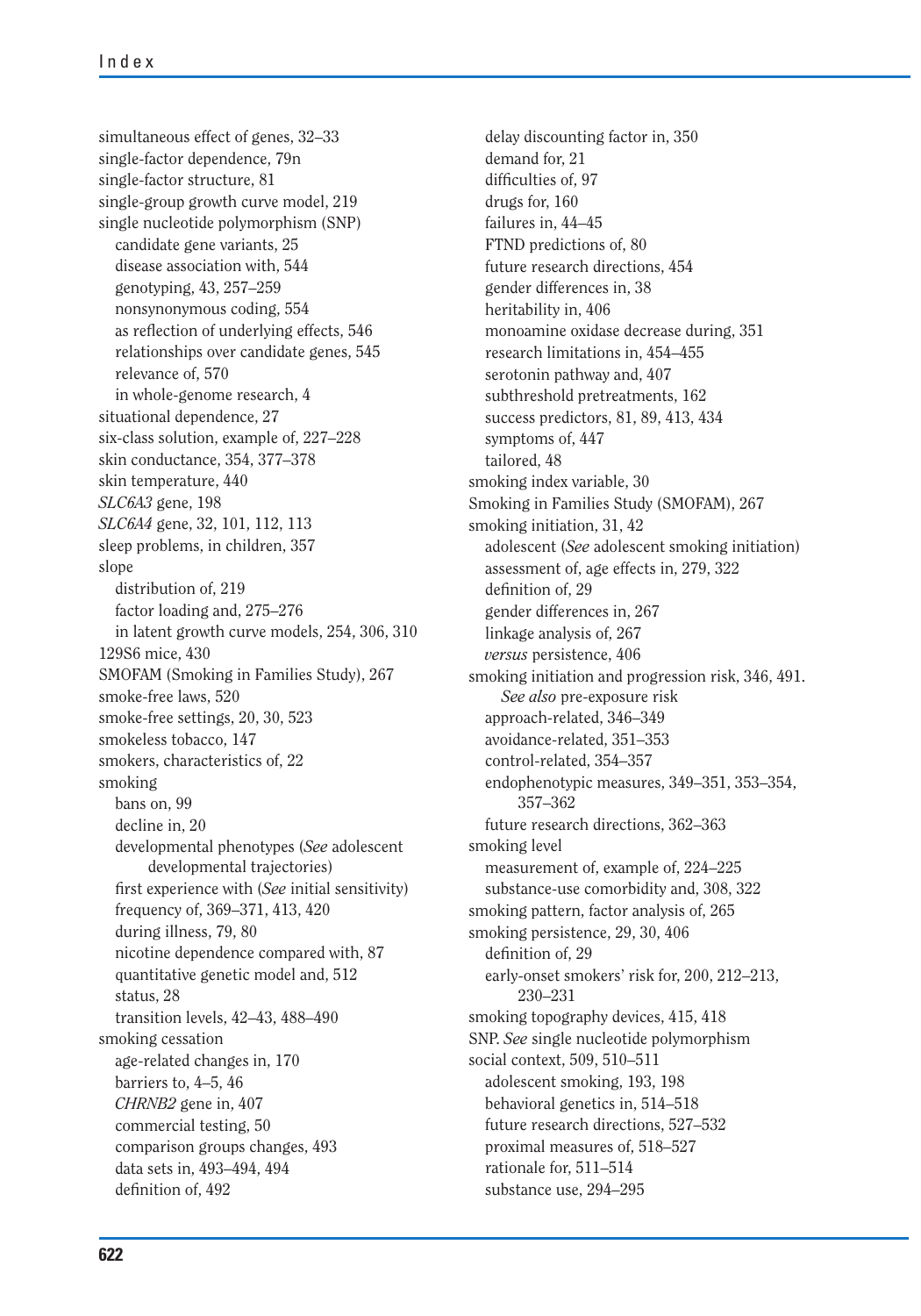simultaneous effect of genes, 32–33
single-factor dependence, 79n
single-factor structure, 81
single-group growth curve model, 219
single nucleotide polymorphism (SNP)
  candidate gene variants, 25
  disease association with, 544
  genotyping, 43, 257–259
  nonsynonymous coding, 554
  as reflection of underlying effects, 546
  relationships over candidate genes, 545
  relevance of, 570
  in whole-genome research, 4
situational dependence, 27
six-class solution, example of, 227–228
skin conductance, 354, 377–378
skin temperature, 440
*SLC6A3* gene, 198
*SLC6A4* gene, 32, 101, 112, 113
sleep problems, in children, 357
slope
  distribution of, 219
  factor loading and, 275–276
  in latent growth curve models, 254, 306, 310
129S6 mice, 430
SMOFAM (Smoking in Families Study), 267
smoke-free laws, 520
smoke-free settings, 20, 30, 523
smokeless tobacco, 147
smokers, characteristics of, 22
smoking
  bans on, 99
  decline in, 20
  developmental phenotypes (*See* adolescent developmental trajectories)
  first experience with (*See* initial sensitivity)
  frequency of, 369–371, 413, 420
  during illness, 79, 80
  nicotine dependence compared with, 87
  quantitative genetic model and, 512
  status, 28
  transition levels, 42–43, 488–490
smoking cessation
  age-related changes in, 170
  barriers to, 4–5, 46
  *CHRNB2* gene in, 407
  commercial testing, 50
  comparison groups changes, 493
  data sets in, 493–494, 494
  definition of, 492
  delay discounting factor in, 350
  demand for, 21
  difficulties of, 97
  drugs for, 160
  failures in, 44–45
  FTND predictions of, 80
  future research directions, 454
  gender differences in, 38
  heritability in, 406
  monoamine oxidase decrease during, 351
  research limitations in, 454–455
  serotonin pathway and, 407
  subthreshold pretreatments, 162
  success predictors, 81, 89, 413, 434
  symptoms of, 447
  tailored, 48
smoking index variable, 30
Smoking in Families Study (SMOFAM), 267
smoking initiation, 31, 42
  adolescent (*See* adolescent smoking initiation)
  assessment of, age effects in, 279, 322
  definition of, 29
  gender differences in, 267
  linkage analysis of, 267
  *versus* persistence, 406
smoking initiation and progression risk, 346, 491. *See also* pre-exposure risk
  approach-related, 346–349
  avoidance-related, 351–353
  control-related, 354–357
  endophenotypic measures, 349–351, 353–354, 357–362
  future research directions, 362–363
smoking level
  measurement of, example of, 224–225
  substance-use comorbidity and, 308, 322
smoking pattern, factor analysis of, 265
smoking persistence, 29, 30, 406
  definition of, 29
  early-onset smokers' risk for, 200, 212–213, 230–231
smoking topography devices, 415, 418
SNP. *See* single nucleotide polymorphism
social context, 509, 510–511
  adolescent smoking, 193, 198
  behavioral genetics in, 514–518
  future research directions, 527–532
  proximal measures of, 518–527
  rationale for, 511–514
  substance use, 294–295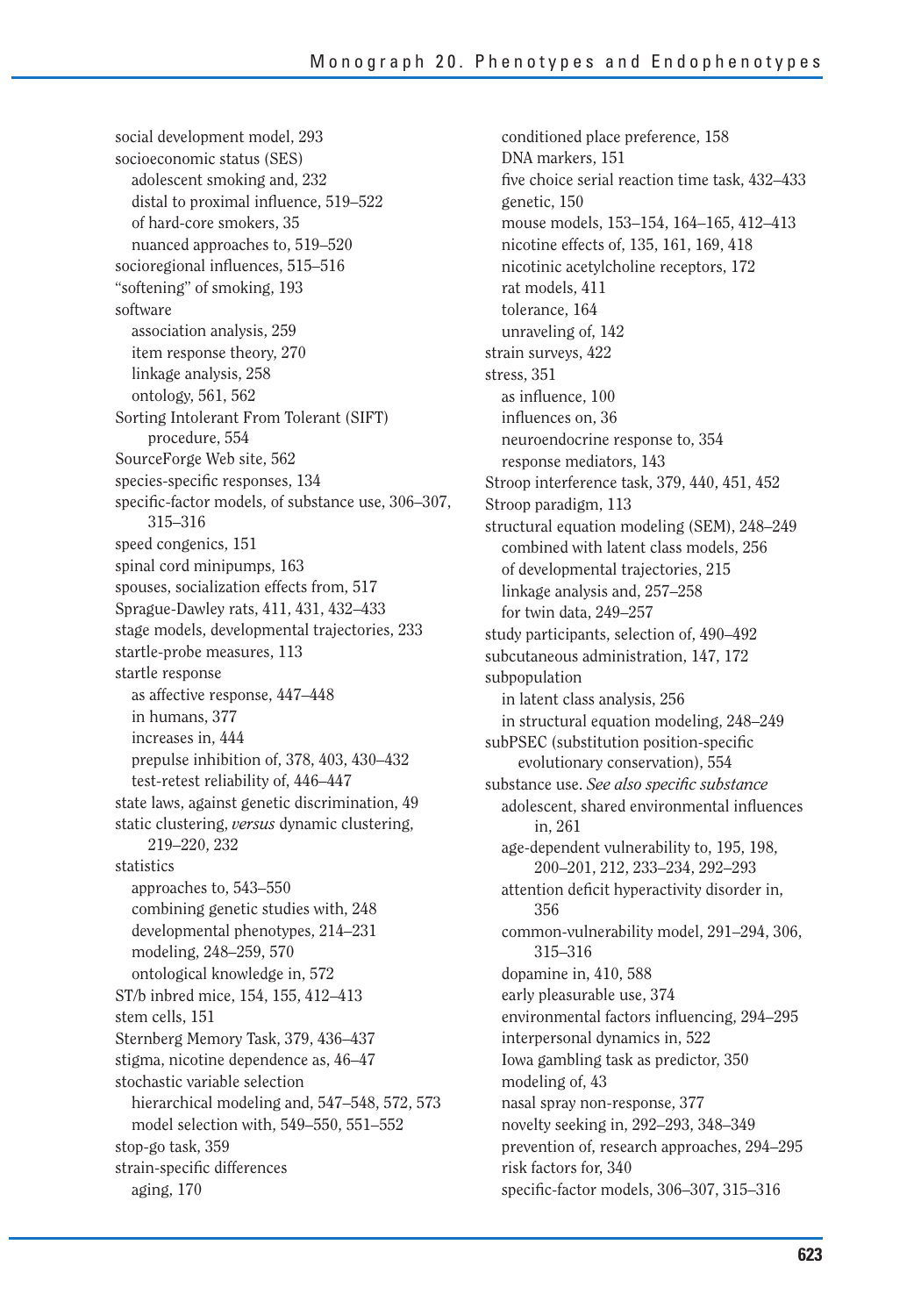social development model, 293
socioeconomic status (SES)
  adolescent smoking and, 232
  distal to proximal influence, 519–522
  of hard-core smokers, 35
  nuanced approaches to, 519–520
socioregional influences, 515–516
"softening" of smoking, 193
software
  association analysis, 259
  item response theory, 270
  linkage analysis, 258
  ontology, 561, 562
Sorting Intolerant From Tolerant (SIFT) procedure, 554
SourceForge Web site, 562
species-specific responses, 134
specific-factor models, of substance use, 306–307, 315–316
speed congenics, 151
spinal cord minipumps, 163
spouses, socialization effects from, 517
Sprague-Dawley rats, 411, 431, 432–433
stage models, developmental trajectories, 233
startle-probe measures, 113
startle response
  as affective response, 447–448
  in humans, 377
  increases in, 444
  prepulse inhibition of, 378, 403, 430–432
  test-retest reliability of, 446–447
state laws, against genetic discrimination, 49
static clustering, *versus* dynamic clustering, 219–220, 232
statistics
  approaches to, 543–550
  combining genetic studies with, 248
  developmental phenotypes, 214–231
  modeling, 248–259, 570
  ontological knowledge in, 572
ST/b inbred mice, 154, 155, 412–413
stem cells, 151
Sternberg Memory Task, 379, 436–437
stigma, nicotine dependence as, 46–47
stochastic variable selection
  hierarchical modeling and, 547–548, 572, 573
  model selection with, 549–550, 551–552
stop-go task, 359
strain-specific differences
  aging, 170
  conditioned place preference, 158
  DNA markers, 151
  five choice serial reaction time task, 432–433
  genetic, 150
  mouse models, 153–154, 164–165, 412–413
  nicotine effects of, 135, 161, 169, 418
  nicotinic acetylcholine receptors, 172
  rat models, 411
  tolerance, 164
  unraveling of, 142
strain surveys, 422
stress, 351
  as influence, 100
  influences on, 36
  neuroendocrine response to, 354
  response mediators, 143
Stroop interference task, 379, 440, 451, 452
Stroop paradigm, 113
structural equation modeling (SEM), 248–249
  combined with latent class models, 256
  of developmental trajectories, 215
  linkage analysis and, 257–258
  for twin data, 249–257
study participants, selection of, 490–492
subcutaneous administration, 147, 172
subpopulation
  in latent class analysis, 256
  in structural equation modeling, 248–249
subPSEC (substitution position-specific evolutionary conservation), 554
substance use. *See also specific substance*
  adolescent, shared environmental influences in, 261
  age-dependent vulnerability to, 195, 198, 200–201, 212, 233–234, 292–293
  attention deficit hyperactivity disorder in, 356
  common-vulnerability model, 291–294, 306, 315–316
  dopamine in, 410, 588
  early pleasurable use, 374
  environmental factors influencing, 294–295
  interpersonal dynamics in, 522
  Iowa gambling task as predictor, 350
  modeling of, 43
  nasal spray non-response, 377
  novelty seeking in, 292–293, 348–349
  prevention of, research approaches, 294–295
  risk factors for, 340
  specific-factor models, 306–307, 315–316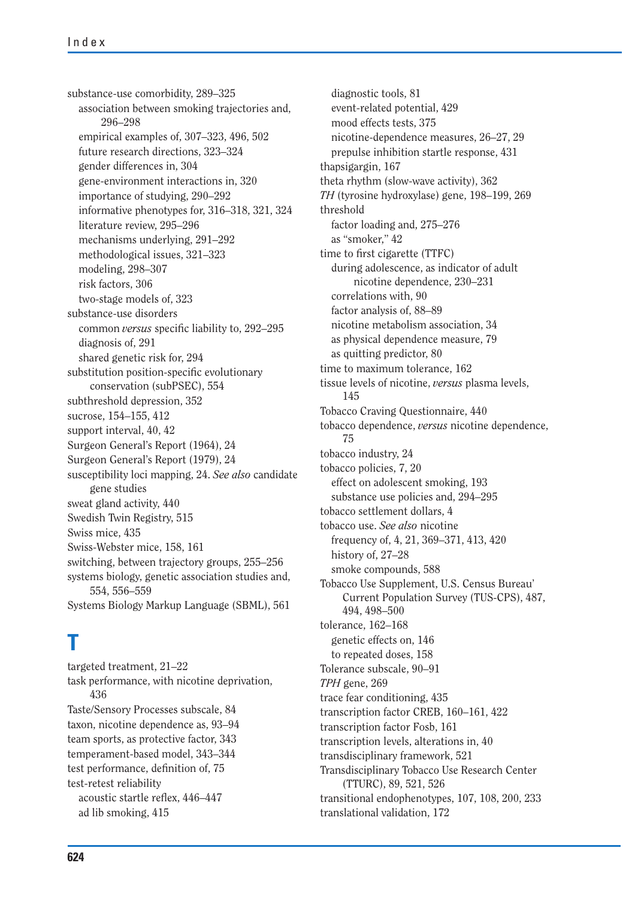substance-use comorbidity, 289–325
- association between smoking trajectories and, 296–298
- empirical examples of, 307–323, 496, 502
- future research directions, 323–324
- gender differences in, 304
- gene-environment interactions in, 320
- importance of studying, 290–292
- informative phenotypes for, 316–318, 321, 324
- literature review, 295–296
- mechanisms underlying, 291–292
- methodological issues, 321–323
- modeling, 298–307
- risk factors, 306
- two-stage models of, 323

substance-use disorders
- common *versus* specific liability to, 292–295
- diagnosis of, 291
- shared genetic risk for, 294

substitution position-specific evolutionary conservation (subPSEC), 554
subthreshold depression, 352
sucrose, 154–155, 412
support interval, 40, 42
Surgeon General's Report (1964), 24
Surgeon General's Report (1979), 24
susceptibility loci mapping, 24. *See also* candidate gene studies
sweat gland activity, 440
Swedish Twin Registry, 515
Swiss mice, 435
Swiss-Webster mice, 158, 161
switching, between trajectory groups, 255–256
systems biology, genetic association studies and, 554, 556–559
Systems Biology Markup Language (SBML), 561

## T

targeted treatment, 21–22
task performance, with nicotine deprivation, 436
Taste/Sensory Processes subscale, 84
taxon, nicotine dependence as, 93–94
team sports, as protective factor, 343
temperament-based model, 343–344
test performance, definition of, 75
test-retest reliability
- acoustic startle reflex, 446–447
- ad lib smoking, 415
- diagnostic tools, 81
- event-related potential, 429
- mood effects tests, 375
- nicotine-dependence measures, 26–27, 29
- prepulse inhibition startle response, 431

thapsigargin, 167
theta rhythm (slow-wave activity), 362
*TH* (tyrosine hydroxylase) gene, 198–199, 269
threshold
- factor loading and, 275–276
- as "smoker," 42

time to first cigarette (TTFC)
- during adolescence, as indicator of adult nicotine dependence, 230–231
- correlations with, 90
- factor analysis of, 88–89
- nicotine metabolism association, 34
- as physical dependence measure, 79
- as quitting predictor, 80

time to maximum tolerance, 162
tissue levels of nicotine, *versus* plasma levels, 145
Tobacco Craving Questionnaire, 440
tobacco dependence, *versus* nicotine dependence, 75
tobacco industry, 24
tobacco policies, 7, 20
- effect on adolescent smoking, 193
- substance use policies and, 294–295

tobacco settlement dollars, 4
tobacco use. *See also* nicotine
- frequency of, 4, 21, 369–371, 413, 420
- history of, 27–28
- smoke compounds, 588

Tobacco Use Supplement, U.S. Census Bureau' Current Population Survey (TUS-CPS), 487, 494, 498–500
tolerance, 162–168
- genetic effects on, 146
- to repeated doses, 158

Tolerance subscale, 90–91
*TPH* gene, 269
trace fear conditioning, 435
transcription factor CREB, 160–161, 422
transcription factor Fosb, 161
transcription levels, alterations in, 40
transdisciplinary framework, 521
Transdisciplinary Tobacco Use Research Center (TTURC), 89, 521, 526
transitional endophenotypes, 107, 108, 200, 233
translational validation, 172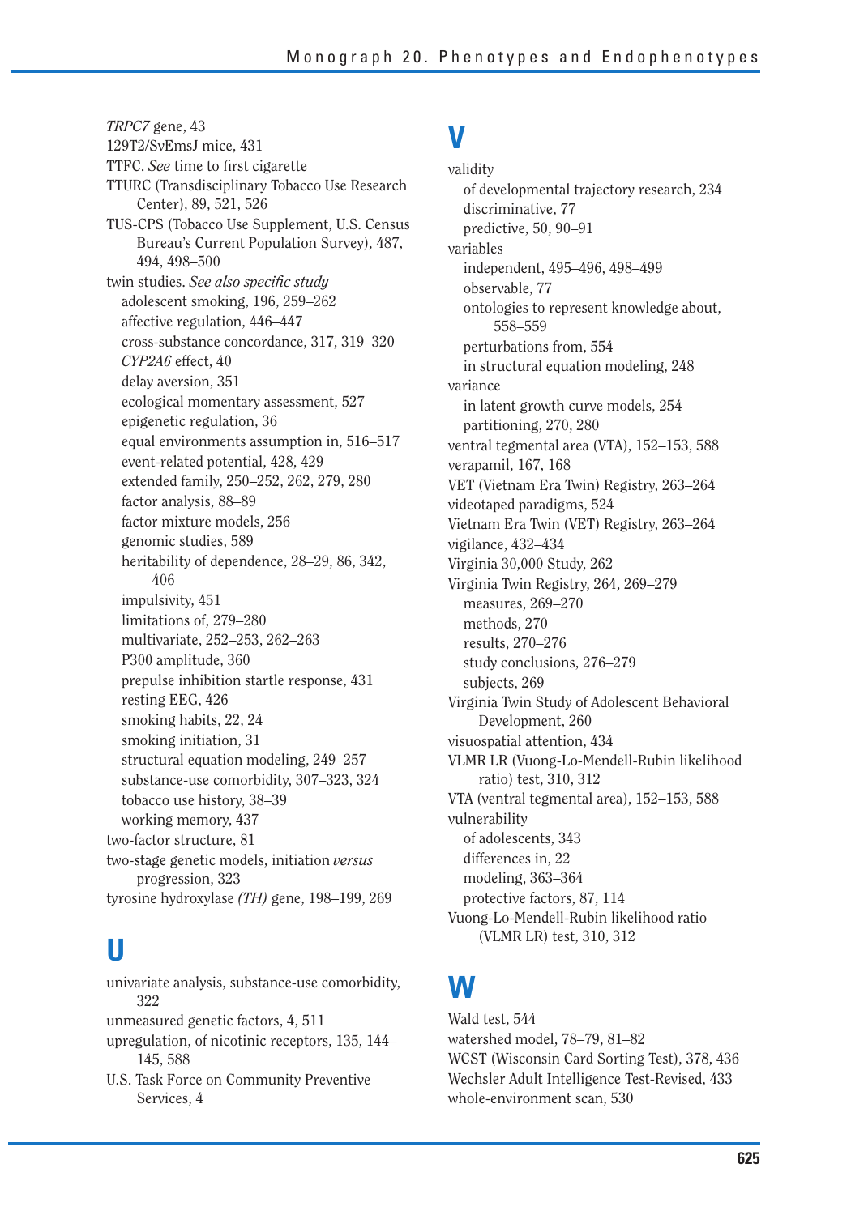*TRPC7* gene, 43
129T2/SvEmsJ mice, 431
TTFC. *See* time to first cigarette
TTURC (Transdisciplinary Tobacco Use Research Center), 89, 521, 526
TUS-CPS (Tobacco Use Supplement, U.S. Census Bureau's Current Population Survey), 487, 494, 498–500
twin studies. *See also specific study*
- adolescent smoking, 196, 259–262
- affective regulation, 446–447
- cross-substance concordance, 317, 319–320
- *CYP2A6* effect, 40
- delay aversion, 351
- ecological momentary assessment, 527
- epigenetic regulation, 36
- equal environments assumption in, 516–517
- event-related potential, 428, 429
- extended family, 250–252, 262, 279, 280
- factor analysis, 88–89
- factor mixture models, 256
- genomic studies, 589
- heritability of dependence, 28–29, 86, 342, 406
- impulsivity, 451
- limitations of, 279–280
- multivariate, 252–253, 262–263
- P300 amplitude, 360
- prepulse inhibition startle response, 431
- resting EEG, 426
- smoking habits, 22, 24
- smoking initiation, 31
- structural equation modeling, 249–257
- substance-use comorbidity, 307–323, 324
- tobacco use history, 38–39
- working memory, 437

two-factor structure, 81
two-stage genetic models, initiation *versus* progression, 323
tyrosine hydroxylase *(TH)* gene, 198–199, 269

# U

univariate analysis, substance-use comorbidity, 322
unmeasured genetic factors, 4, 511
upregulation, of nicotinic receptors, 135, 144–145, 588
U.S. Task Force on Community Preventive Services, 4

# V

validity
- of developmental trajectory research, 234
- discriminative, 77
- predictive, 50, 90–91

variables
- independent, 495–496, 498–499
- observable, 77
- ontologies to represent knowledge about, 558–559
- perturbations from, 554
- in structural equation modeling, 248

variance
- in latent growth curve models, 254
- partitioning, 270, 280

ventral tegmental area (VTA), 152–153, 588
verapamil, 167, 168
VET (Vietnam Era Twin) Registry, 263–264
videotaped paradigms, 524
Vietnam Era Twin (VET) Registry, 263–264
vigilance, 432–434
Virginia 30,000 Study, 262
Virginia Twin Registry, 264, 269–279
- measures, 269–270
- methods, 270
- results, 270–276
- study conclusions, 276–279
- subjects, 269

Virginia Twin Study of Adolescent Behavioral Development, 260
visuospatial attention, 434
VLMR LR (Vuong-Lo-Mendell-Rubin likelihood ratio) test, 310, 312
VTA (ventral tegmental area), 152–153, 588
vulnerability
- of adolescents, 343
- differences in, 22
- modeling, 363–364
- protective factors, 87, 114

Vuong-Lo-Mendell-Rubin likelihood ratio (VLMR LR) test, 310, 312

# W

Wald test, 544
watershed model, 78–79, 81–82
WCST (Wisconsin Card Sorting Test), 378, 436
Wechsler Adult Intelligence Test-Revised, 433
whole-environment scan, 530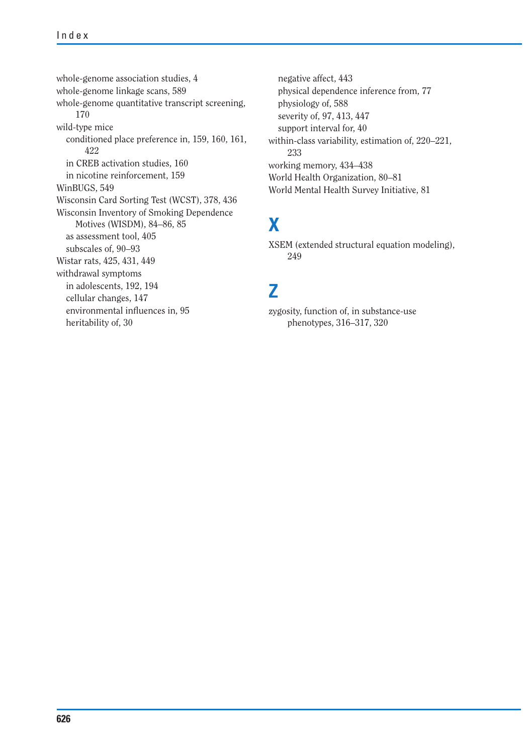whole-genome association studies, 4
whole-genome linkage scans, 589
whole-genome quantitative transcript screening, 170
wild-type mice
- conditioned place preference in, 159, 160, 161, 422
- in CREB activation studies, 160
- in nicotine reinforcement, 159

WinBUGS, 549
Wisconsin Card Sorting Test (WCST), 378, 436
Wisconsin Inventory of Smoking Dependence Motives (WISDM), 84–86, 85
- as assessment tool, 405
- subscales of, 90–93

Wistar rats, 425, 431, 449
withdrawal symptoms
- in adolescents, 192, 194
- cellular changes, 147
- environmental influences in, 95
- heritability of, 30
- negative affect, 443
- physical dependence inference from, 77
- physiology of, 588
- severity of, 97, 413, 447
- support interval for, 40

within-class variability, estimation of, 220–221, 233
working memory, 434–438
World Health Organization, 80–81
World Mental Health Survey Initiative, 81

# X

XSEM (extended structural equation modeling), 249

# Z

zygosity, function of, in substance-use phenotypes, 316–317, 320